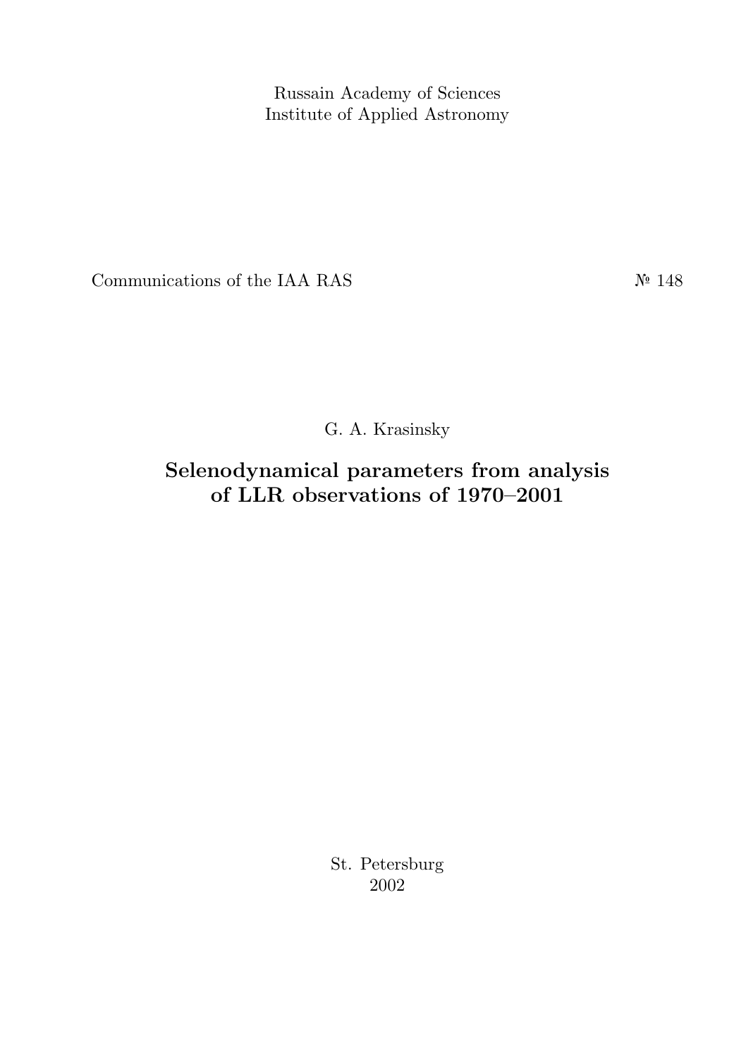Russain Academy of Sciences
Institute of Applied Astronomy

Communications of the IAA RAS №148

G. A. Krasinsky

# Selenodynamical parameters from analysis of LLR observations of 1970–2001

St. Petersburg
2002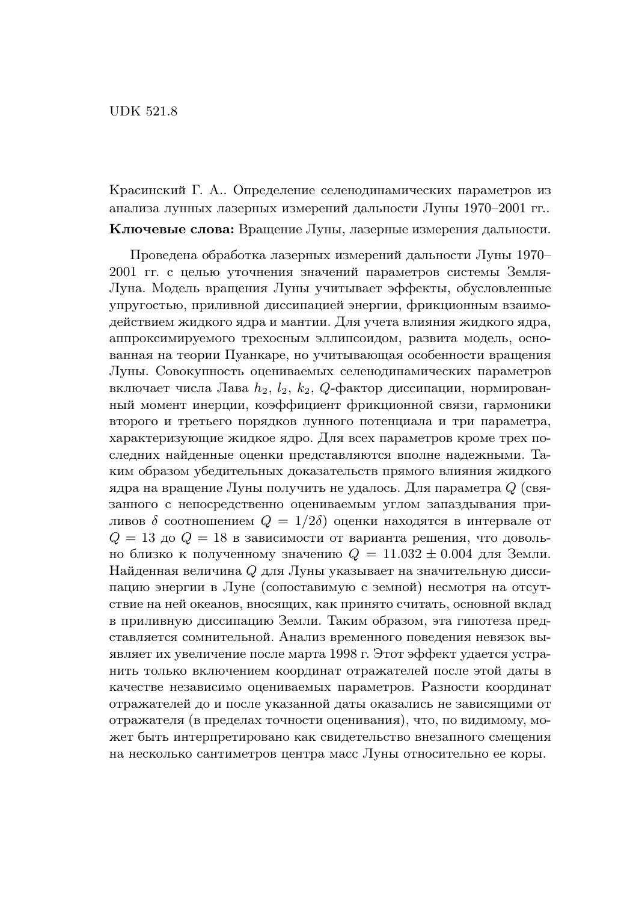UDK 521.8

Красинский Г. А.. Определение селенодинамических параметров из анализа лунных лазерных измерений дальности Луны 1970–2001 гг..

**Ключевые слова:** Вращение Луны, лазерные измерения дальности.

Проведена обработка лазерных измерений дальности Луны 1970–2001 гг. с целью уточнения значений параметров системы Земля-Луна. Модель вращения Луны учитывает эффекты, обусловленные упругостью, приливной диссипацией энергии, фрикционным взаимодействием жидкого ядра и мантии. Для учета влияния жидкого ядра, аппроксимируемого трехосным эллипсоидом, развита модель, основанная на теории Пуанкаре, но учитывающая особенности вращения Луны. Совокупность оцениваемых селенодинамических параметров включает числа Лава $h_2$, $l_2$, $k_2$, $Q$-фактор диссипации, нормированный момент инерции, коэффициент фрикционной связи, гармоники второго и третьего порядков лунного потенциала и три параметра, характеризующие жидкое ядро. Для всех параметров кроме трех последних найденные оценки представляются вполне надежными. Таким образом убедительных доказательств прямого влияния жидкого ядра на вращение Луны получить не удалось. Для параметра $Q$ (связанного с непосредственно оцениваемым углом запаздывания приливов $\delta$ соотношением $Q = 1/2\delta$) оценки находятся в интервале от $Q = 13$ до $Q = 18$ в зависимости от варианта решения, что довольно близко к полученному значению $Q = 11.032 \pm 0.004$ для Земли. Найденная величина $Q$ для Луны указывает на значительную диссипацию энергии в Луне (сопоставимую с земной) несмотря на отсутствие на ней океанов, вносящих, как принято считать, основной вклад в приливную диссипацию Земли. Таким образом, эта гипотеза представляется сомнительной. Анализ временного поведения невязок выявляет их увеличение после марта 1998 г. Этот эффект удается устранить только включением координат отражателей после этой даты в качестве независимо оцениваемых параметров. Разности координат отражателей до и после указанной даты оказались не зависящими от отражателя (в пределах точности оценивания), что, по видимому, может быть интерпретировано как свидетельство внезапного смещения на несколько сантиметров центра масс Луны относительно ее коры.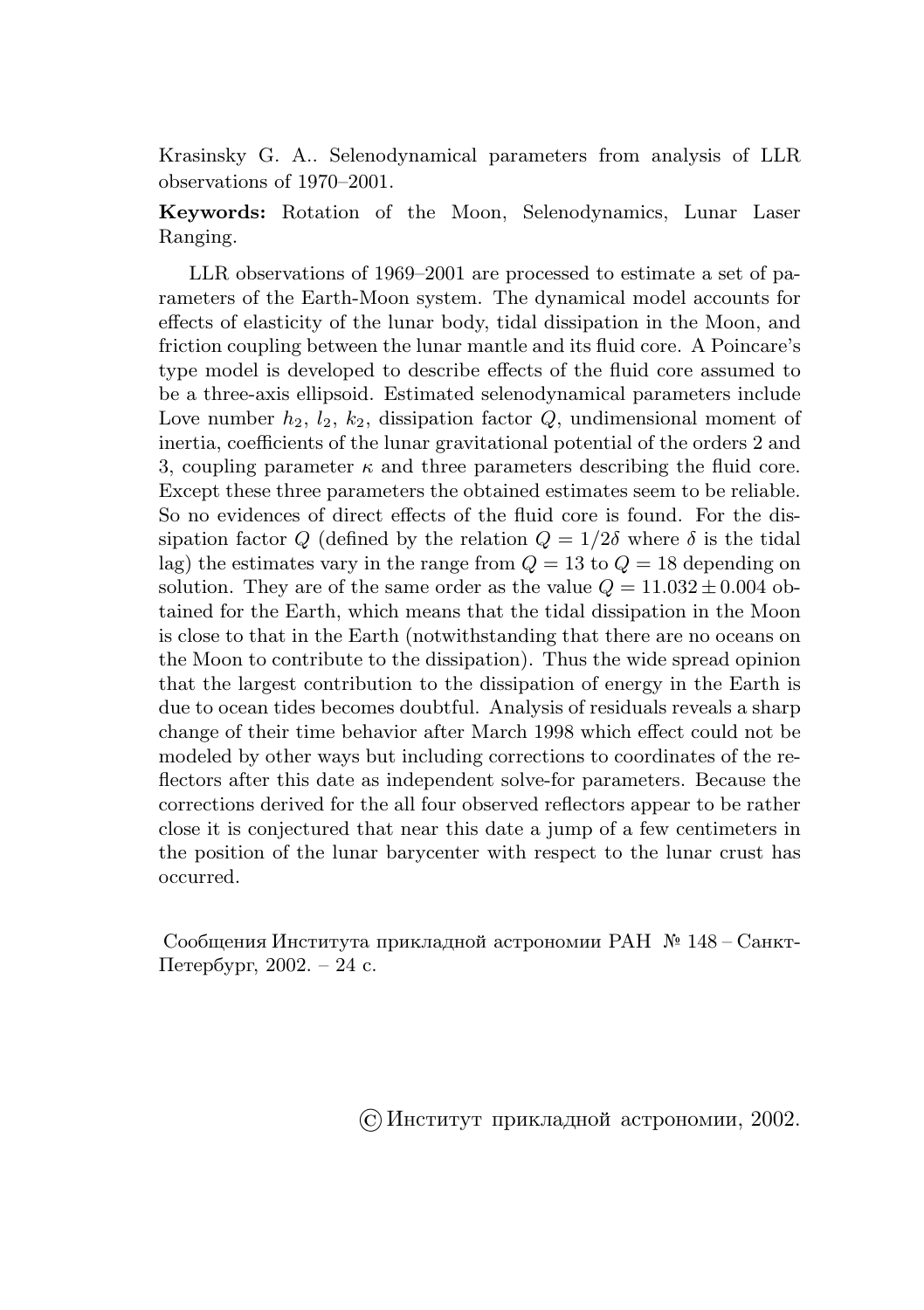Krasinsky G. A.. Selenodynamical parameters from analysis of LLR observations of 1970–2001.

**Keywords:** Rotation of the Moon, Selenodynamics, Lunar Laser Ranging.

LLR observations of 1969–2001 are processed to estimate a set of parameters of the Earth-Moon system. The dynamical model accounts for effects of elasticity of the lunar body, tidal dissipation in the Moon, and friction coupling between the lunar mantle and its fluid core. A Poincare's type model is developed to describe effects of the fluid core assumed to be a three-axis ellipsoid. Estimated selenodynamical parameters include Love number $h_2$, $l_2$, $k_2$, dissipation factor $Q$, undimensional moment of inertia, coefficients of the lunar gravitational potential of the orders 2 and 3, coupling parameter $\kappa$ and three parameters describing the fluid core. Except these three parameters the obtained estimates seem to be reliable. So no evidences of direct effects of the fluid core is found. For the dissipation factor $Q$ (defined by the relation $Q = 1/2\delta$ where $\delta$ is the tidal lag) the estimates vary in the range from $Q = 13$ to $Q = 18$ depending on solution. They are of the same order as the value $Q = 11.032 \pm 0.004$ obtained for the Earth, which means that the tidal dissipation in the Moon is close to that in the Earth (notwithstanding that there are no oceans on the Moon to contribute to the dissipation). Thus the wide spread opinion that the largest contribution to the dissipation of energy in the Earth is due to ocean tides becomes doubtful. Analysis of residuals reveals a sharp change of their time behavior after March 1998 which effect could not be modeled by other ways but including corrections to coordinates of the reflectors after this date as independent solve-for parameters. Because the corrections derived for the all four observed reflectors appear to be rather close it is conjectured that near this date a jump of a few centimeters in the position of the lunar barycenter with respect to the lunar crust has occurred.

Сообщения Института прикладной астрономии РАН № 148 – Санкт-Петербург, 2002. – 24 с.

© Институт прикладной астрономии, 2002.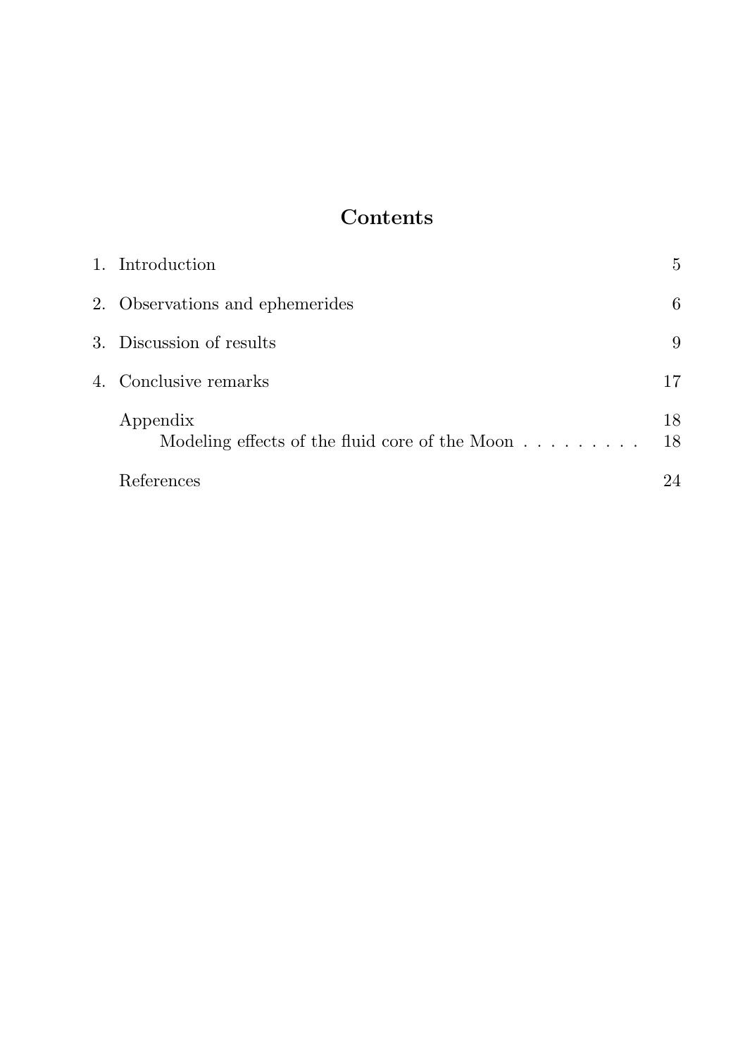# Contents

1. Introduction 5

2. Observations and ephemerides 6

3. Discussion of results 9

4. Conclusive remarks 17

Appendix 18

Modeling effects of the fluid core of the Moon . . . . . . . . . 18

References 24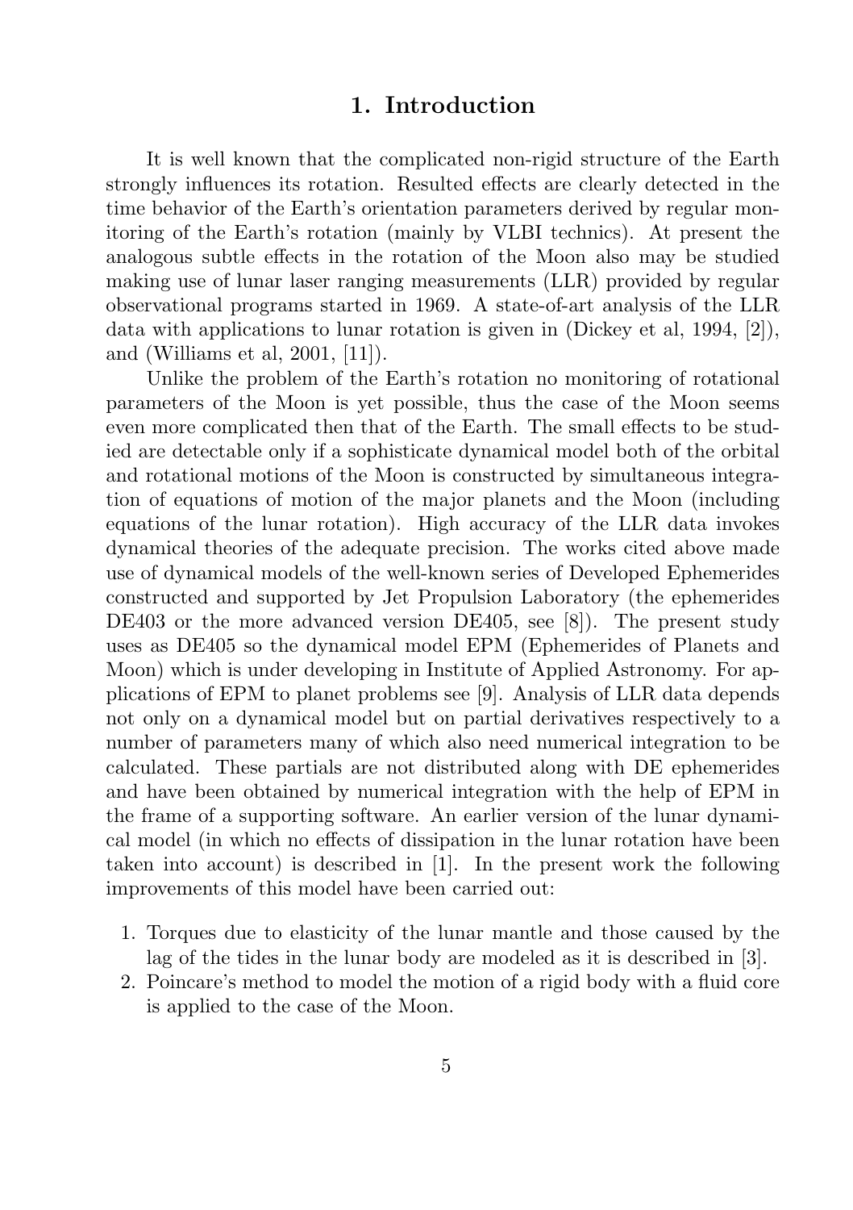## 1. Introduction

It is well known that the complicated non-rigid structure of the Earth strongly influences its rotation. Resulted effects are clearly detected in the time behavior of the Earth's orientation parameters derived by regular monitoring of the Earth's rotation (mainly by VLBI technics). At present the analogous subtle effects in the rotation of the Moon also may be studied making use of lunar laser ranging measurements (LLR) provided by regular observational programs started in 1969. A state-of-art analysis of the LLR data with applications to lunar rotation is given in (Dickey et al, 1994, [2]), and (Williams et al, 2001, [11]).

Unlike the problem of the Earth's rotation no monitoring of rotational parameters of the Moon is yet possible, thus the case of the Moon seems even more complicated then that of the Earth. The small effects to be studied are detectable only if a sophisticate dynamical model both of the orbital and rotational motions of the Moon is constructed by simultaneous integration of equations of motion of the major planets and the Moon (including equations of the lunar rotation). High accuracy of the LLR data invokes dynamical theories of the adequate precision. The works cited above made use of dynamical models of the well-known series of Developed Ephemerides constructed and supported by Jet Propulsion Laboratory (the ephemerides DE403 or the more advanced version DE405, see [8]). The present study uses as DE405 so the dynamical model EPM (Ephemerides of Planets and Moon) which is under developing in Institute of Applied Astronomy. For applications of EPM to planet problems see [9]. Analysis of LLR data depends not only on a dynamical model but on partial derivatives respectively to a number of parameters many of which also need numerical integration to be calculated. These partials are not distributed along with DE ephemerides and have been obtained by numerical integration with the help of EPM in the frame of a supporting software. An earlier version of the lunar dynamical model (in which no effects of dissipation in the lunar rotation have been taken into account) is described in [1]. In the present work the following improvements of this model have been carried out:

1. Torques due to elasticity of the lunar mantle and those caused by the lag of the tides in the lunar body are modeled as it is described in [3].
2. Poincare's method to model the motion of a rigid body with a fluid core is applied to the case of the Moon.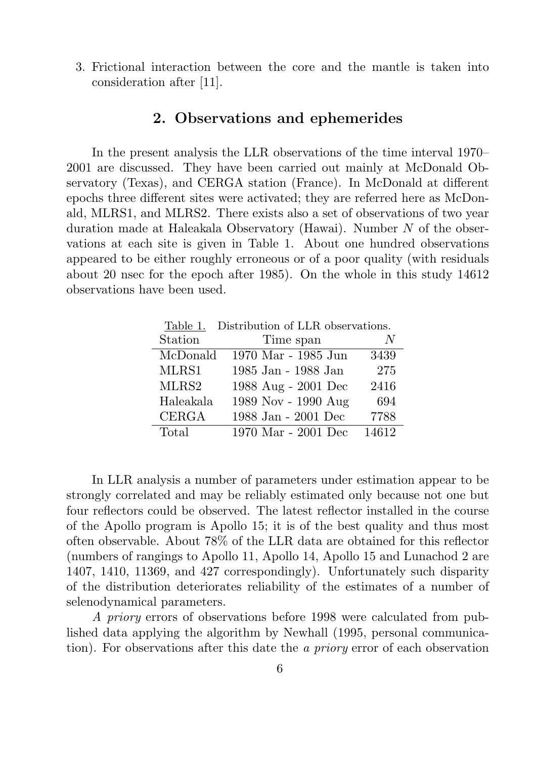3. Frictional interaction between the core and the mantle is taken into consideration after [11].

## 2. Observations and ephemerides

In the present analysis the LLR observations of the time interval 1970–2001 are discussed. They have been carried out mainly at McDonald Observatory (Texas), and CERGA station (France). In McDonald at different epochs three different sites were activated; they are referred here as McDonald, MLRS1, and MLRS2. There exists also a set of observations of two year duration made at Haleakala Observatory (Hawai). Number $N$ of the observations at each site is given in Table 1. About one hundred observations appeared to be either roughly erroneous or of a poor quality (with residuals about 20 nsec for the epoch after 1985). On the whole in this study 14612 observations have been used.

Table 1. Distribution of LLR observations.

| Station | Time span | $N$ |
|---|---|---|
| McDonald | 1970 Mar - 1985 Jun | 3439 |
| MLRS1 | 1985 Jan - 1988 Jan | 275 |
| MLRS2 | 1988 Aug - 2001 Dec | 2416 |
| Haleakala | 1989 Nov - 1990 Aug | 694 |
| CERGA | 1988 Jan - 2001 Dec | 7788 |
| Total | 1970 Mar - 2001 Dec | 14612 |

In LLR analysis a number of parameters under estimation appear to be strongly correlated and may be reliably estimated only because not one but four reflectors could be observed. The latest reflector installed in the course of the Apollo program is Apollo 15; it is of the best quality and thus most often observable. About 78% of the LLR data are obtained for this reflector (numbers of rangings to Apollo 11, Apollo 14, Apollo 15 and Lunachod 2 are 1407, 1410, 11369, and 427 correspondingly). Unfortunately such disparity of the distribution deteriorates reliability of the estimates of a number of selenodynamical parameters.

*A priory* errors of observations before 1998 were calculated from published data applying the algorithm by Newhall (1995, personal communication). For observations after this date the *a priory* error of each observation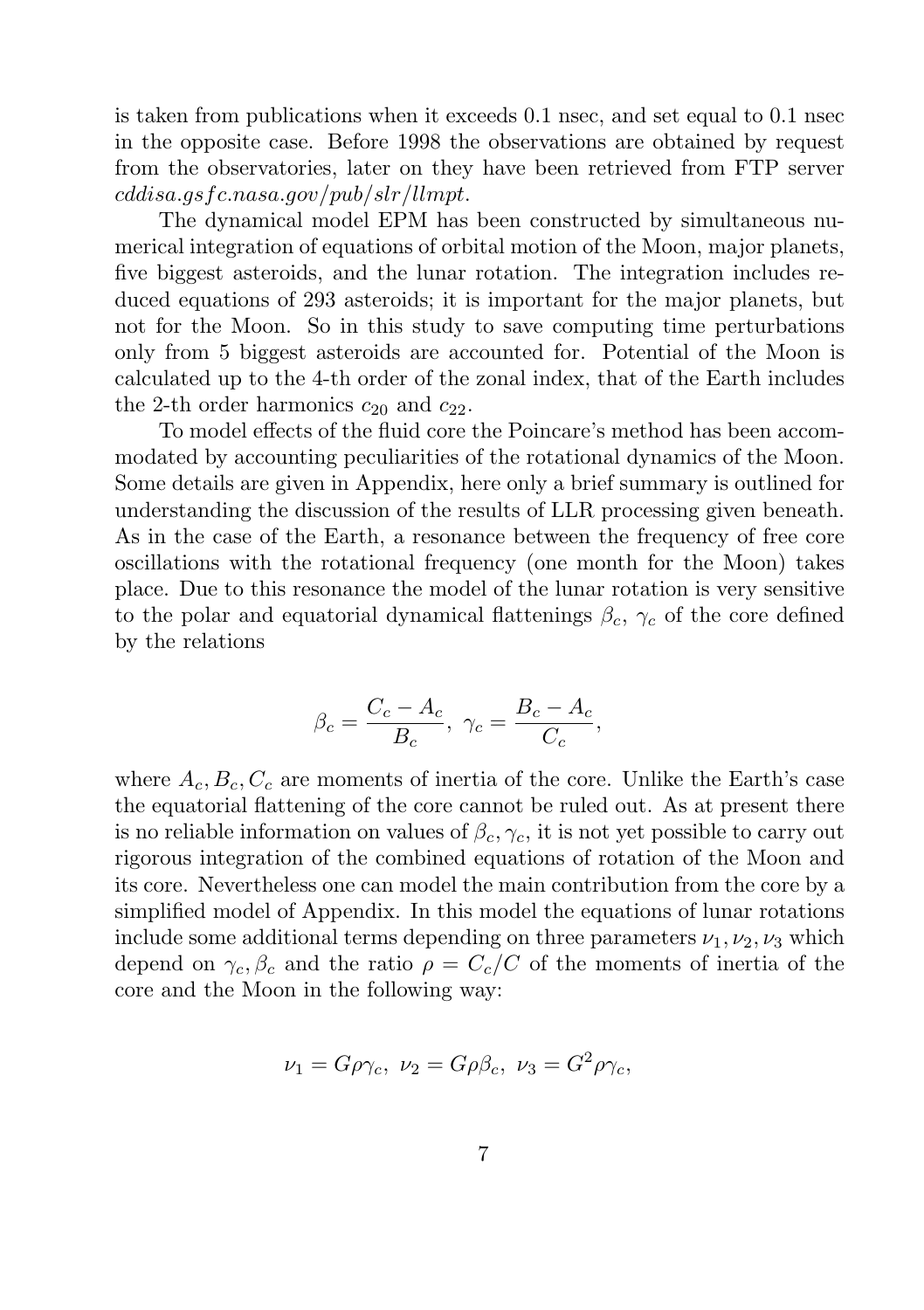is taken from publications when it exceeds 0.1 nsec, and set equal to 0.1 nsec in the opposite case. Before 1998 the observations are obtained by request from the observatories, later on they have been retrieved from FTP server *cddisa.gsfc.nasa.gov/pub/slr/llmpt*.

The dynamical model EPM has been constructed by simultaneous numerical integration of equations of orbital motion of the Moon, major planets, five biggest asteroids, and the lunar rotation. The integration includes reduced equations of 293 asteroids; it is important for the major planets, but not for the Moon. So in this study to save computing time perturbations only from 5 biggest asteroids are accounted for. Potential of the Moon is calculated up to the 4-th order of the zonal index, that of the Earth includes the 2-th order harmonics $c_{20}$ and $c_{22}$.

To model effects of the fluid core the Poincare's method has been accommodated by accounting peculiarities of the rotational dynamics of the Moon. Some details are given in Appendix, here only a brief summary is outlined for understanding the discussion of the results of LLR processing given beneath. As in the case of the Earth, a resonance between the frequency of free core oscillations with the rotational frequency (one month for the Moon) takes place. Due to this resonance the model of the lunar rotation is very sensitive to the polar and equatorial dynamical flattenings $\beta_c$, $\gamma_c$ of the core defined by the relations

$$\beta_c = \frac{C_c - A_c}{B_c},\ \gamma_c = \frac{B_c - A_c}{C_c},$$

where $A_c, B_c, C_c$ are moments of inertia of the core. Unlike the Earth's case the equatorial flattening of the core cannot be ruled out. As at present there is no reliable information on values of $\beta_c, \gamma_c$, it is not yet possible to carry out rigorous integration of the combined equations of rotation of the Moon and its core. Nevertheless one can model the main contribution from the core by a simplified model of Appendix. In this model the equations of lunar rotations include some additional terms depending on three parameters $\nu_1, \nu_2, \nu_3$ which depend on $\gamma_c, \beta_c$ and the ratio $\rho = C_c/C$ of the moments of inertia of the core and the Moon in the following way:

$$\nu_1 = G\rho\gamma_c,\ \nu_2 = G\rho\beta_c,\ \nu_3 = G^2\rho\gamma_c,$$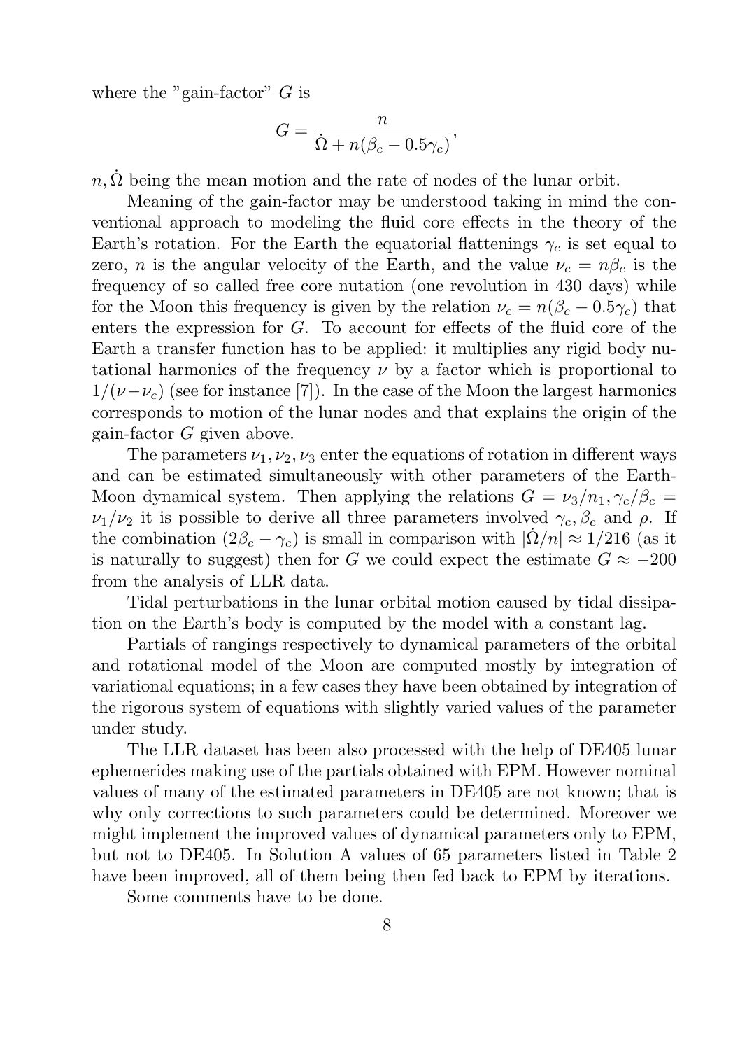where the "gain-factor" $G$ is

$$G = \frac{n}{\dot{\Omega} + n(\beta_c - 0.5\gamma_c)},$$

$n, \dot{\Omega}$ being the mean motion and the rate of nodes of the lunar orbit.

Meaning of the gain-factor may be understood taking in mind the conventional approach to modeling the fluid core effects in the theory of the Earth's rotation. For the Earth the equatorial flattenings $\gamma_c$ is set equal to zero, $n$ is the angular velocity of the Earth, and the value $\nu_c = n\beta_c$ is the frequency of so called free core nutation (one revolution in 430 days) while for the Moon this frequency is given by the relation $\nu_c = n(\beta_c - 0.5\gamma_c)$ that enters the expression for $G$. To account for effects of the fluid core of the Earth a transfer function has to be applied: it multiplies any rigid body nutational harmonics of the frequency $\nu$ by a factor which is proportional to $1/(\nu - \nu_c)$ (see for instance [7]). In the case of the Moon the largest harmonics corresponds to motion of the lunar nodes and that explains the origin of the gain-factor $G$ given above.

The parameters $\nu_1, \nu_2, \nu_3$ enter the equations of rotation in different ways and can be estimated simultaneously with other parameters of the Earth-Moon dynamical system. Then applying the relations $G = \nu_3/n_1, \gamma_c/\beta_c = \nu_1/\nu_2$ it is possible to derive all three parameters involved $\gamma_c, \beta_c$ and $\rho$. If the combination $(2\beta_c - \gamma_c)$ is small in comparison with $|\dot{\Omega}/n| \approx 1/216$ (as it is naturally to suggest) then for $G$ we could expect the estimate $G \approx -200$ from the analysis of LLR data.

Tidal perturbations in the lunar orbital motion caused by tidal dissipation on the Earth's body is computed by the model with a constant lag.

Partials of rangings respectively to dynamical parameters of the orbital and rotational model of the Moon are computed mostly by integration of variational equations; in a few cases they have been obtained by integration of the rigorous system of equations with slightly varied values of the parameter under study.

The LLR dataset has been also processed with the help of DE405 lunar ephemerides making use of the partials obtained with EPM. However nominal values of many of the estimated parameters in DE405 are not known; that is why only corrections to such parameters could be determined. Moreover we might implement the improved values of dynamical parameters only to EPM, but not to DE405. In Solution A values of 65 parameters listed in Table 2 have been improved, all of them being then fed back to EPM by iterations.

Some comments have to be done.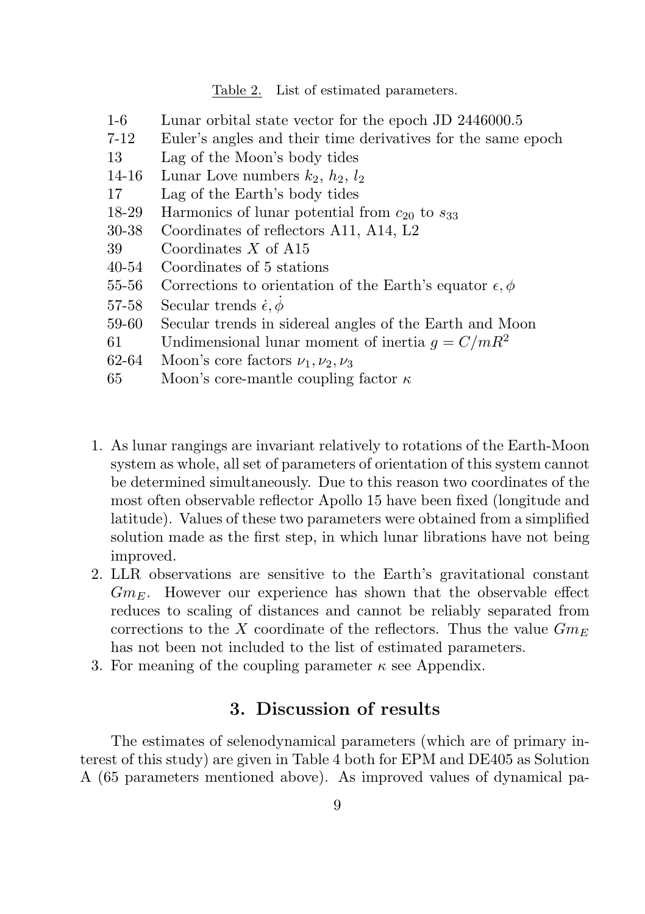Table 2. List of estimated parameters.

| | |
|---|---|
| 1-6 | Lunar orbital state vector for the epoch JD 2446000.5 |
| 7-12 | Euler's angles and their time derivatives for the same epoch |
| 13 | Lag of the Moon's body tides |
| 14-16 | Lunar Love numbers $k_2$, $h_2$, $l_2$ |
| 17 | Lag of the Earth's body tides |
| 18-29 | Harmonics of lunar potential from $c_{20}$ to $s_{33}$ |
| 30-38 | Coordinates of reflectors A11, A14, L2 |
| 39 | Coordinates $X$ of A15 |
| 40-54 | Coordinates of 5 stations |
| 55-56 | Corrections to orientation of the Earth's equator $\epsilon, \phi$ |
| 57-58 | Secular trends $\dot{\epsilon}, \dot{\phi}$ |
| 59-60 | Secular trends in sidereal angles of the Earth and Moon |
| 61 | Undimensional lunar moment of inertia $g = C/mR^2$ |
| 62-64 | Moon's core factors $\nu_1, \nu_2, \nu_3$ |
| 65 | Moon's core-mantle coupling factor $\kappa$ |

1. As lunar rangings are invariant relatively to rotations of the Earth-Moon system as whole, all set of parameters of orientation of this system cannot be determined simultaneously. Due to this reason two coordinates of the most often observable reflector Apollo 15 have been fixed (longitude and latitude). Values of these two parameters were obtained from a simplified solution made as the first step, in which lunar librations have not being improved.
2. LLR observations are sensitive to the Earth's gravitational constant $Gm_E$. However our experience has shown that the observable effect reduces to scaling of distances and cannot be reliably separated from corrections to the $X$ coordinate of the reflectors. Thus the value $Gm_E$ has not been not included to the list of estimated parameters.
3. For meaning of the coupling parameter $\kappa$ see Appendix.

## 3. Discussion of results

The estimates of selenodynamical parameters (which are of primary interest of this study) are given in Table 4 both for EPM and DE405 as Solution A (65 parameters mentioned above). As improved values of dynamical pa-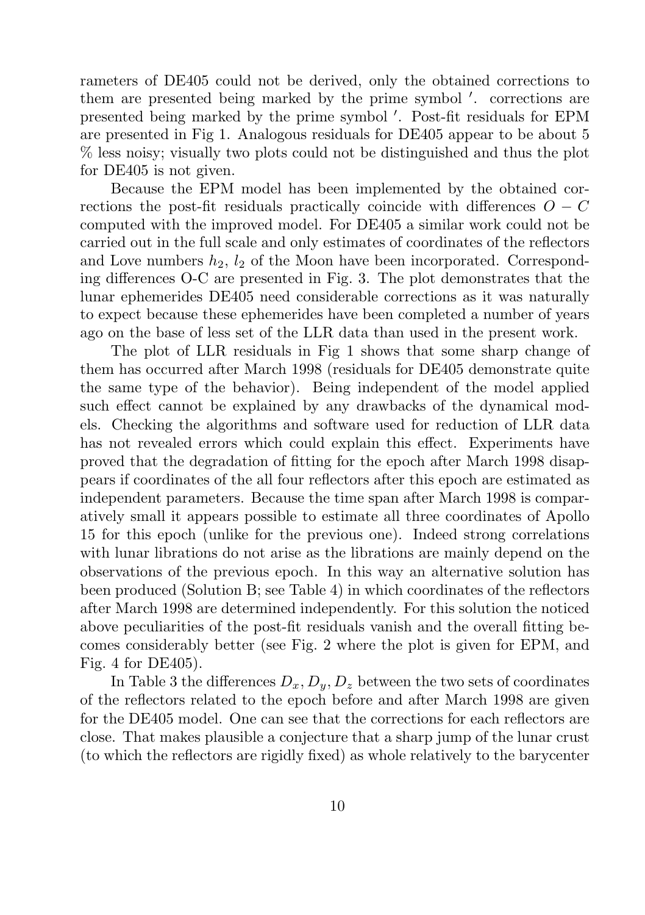rameters of DE405 could not be derived, only the obtained corrections to them are presented being marked by the prime symbol $'$. corrections are presented being marked by the prime symbol $'$. Post-fit residuals for EPM are presented in Fig 1. Analogous residuals for DE405 appear to be about 5 % less noisy; visually two plots could not be distinguished and thus the plot for DE405 is not given.

Because the EPM model has been implemented by the obtained corrections the post-fit residuals practically coincide with differences $O - C$ computed with the improved model. For DE405 a similar work could not be carried out in the full scale and only estimates of coordinates of the reflectors and Love numbers $h_2$, $l_2$ of the Moon have been incorporated. Corresponding differences O-C are presented in Fig. 3. The plot demonstrates that the lunar ephemerides DE405 need considerable corrections as it was naturally to expect because these ephemerides have been completed a number of years ago on the base of less set of the LLR data than used in the present work.

The plot of LLR residuals in Fig 1 shows that some sharp change of them has occurred after March 1998 (residuals for DE405 demonstrate quite the same type of the behavior). Being independent of the model applied such effect cannot be explained by any drawbacks of the dynamical models. Checking the algorithms and software used for reduction of LLR data has not revealed errors which could explain this effect. Experiments have proved that the degradation of fitting for the epoch after March 1998 disappears if coordinates of the all four reflectors after this epoch are estimated as independent parameters. Because the time span after March 1998 is comparatively small it appears possible to estimate all three coordinates of Apollo 15 for this epoch (unlike for the previous one). Indeed strong correlations with lunar librations do not arise as the librations are mainly depend on the observations of the previous epoch. In this way an alternative solution has been produced (Solution B; see Table 4) in which coordinates of the reflectors after March 1998 are determined independently. For this solution the noticed above peculiarities of the post-fit residuals vanish and the overall fitting becomes considerably better (see Fig. 2 where the plot is given for EPM, and Fig. 4 for DE405).

In Table 3 the differences $D_x, D_y, D_z$ between the two sets of coordinates of the reflectors related to the epoch before and after March 1998 are given for the DE405 model. One can see that the corrections for each reflectors are close. That makes plausible a conjecture that a sharp jump of the lunar crust (to which the reflectors are rigidly fixed) as whole relatively to the barycenter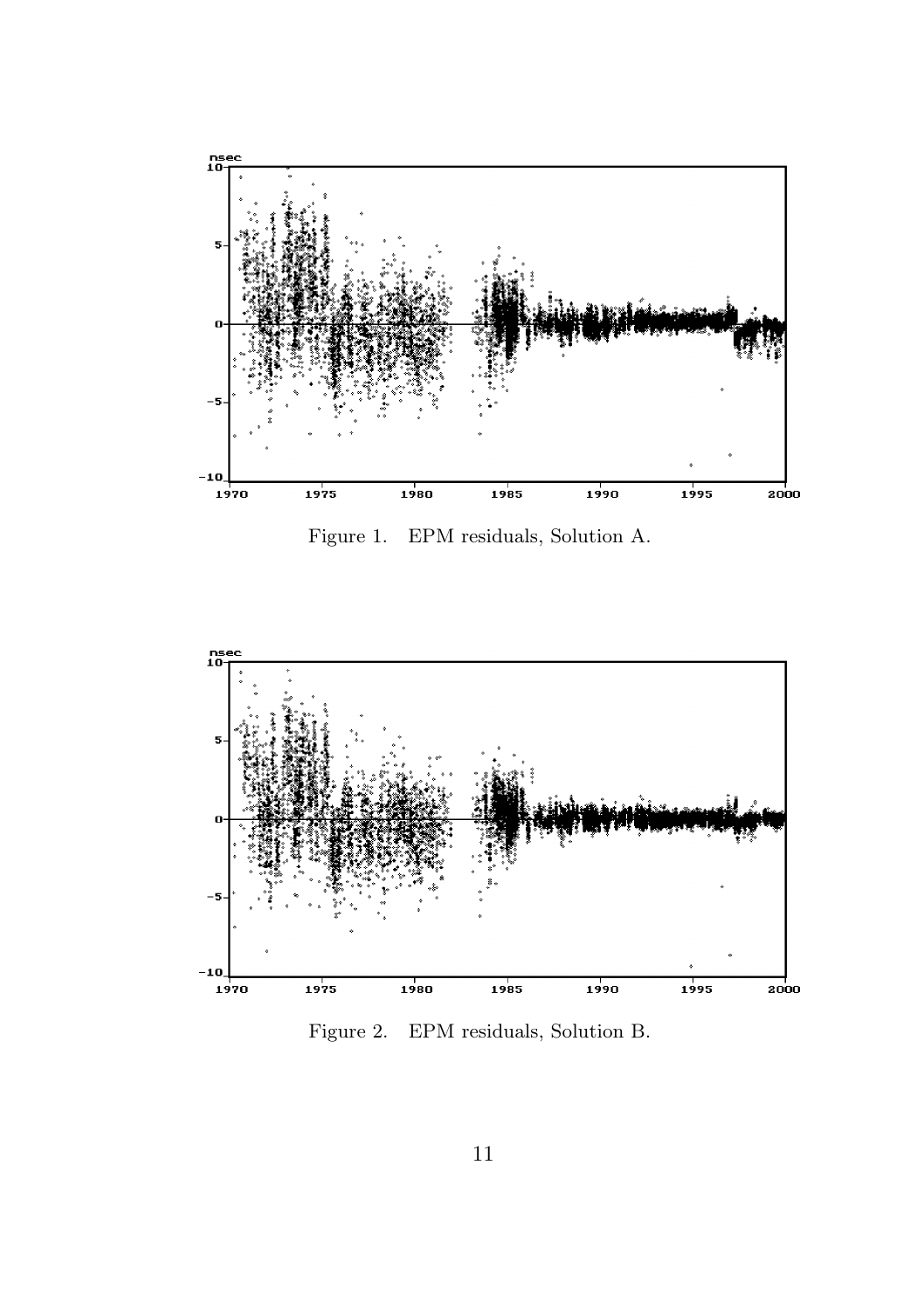Figure 1. EPM residuals, Solution A.

Figure 2. EPM residuals, Solution B.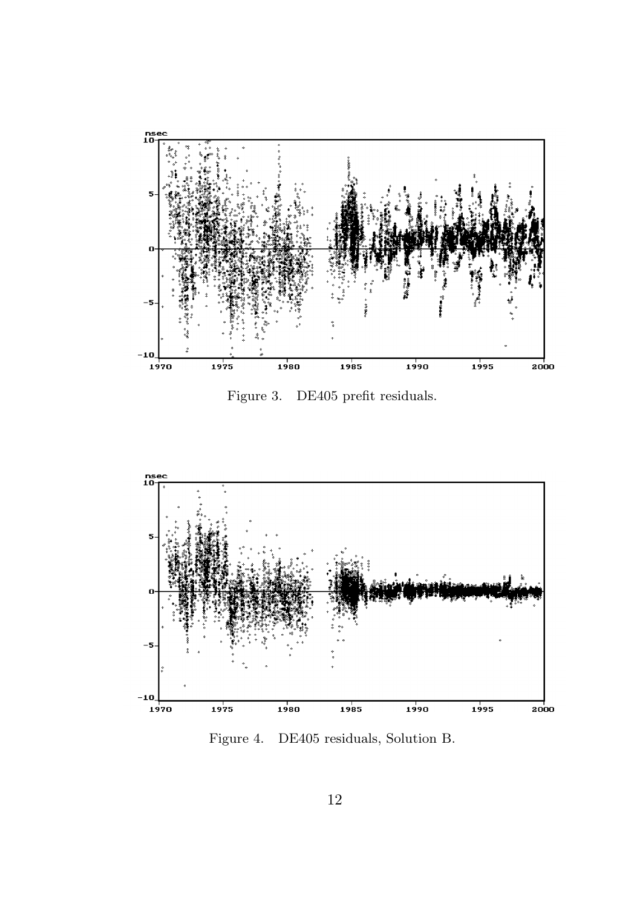Figure 3. DE405 prefit residuals.

Figure 4. DE405 residuals, Solution B.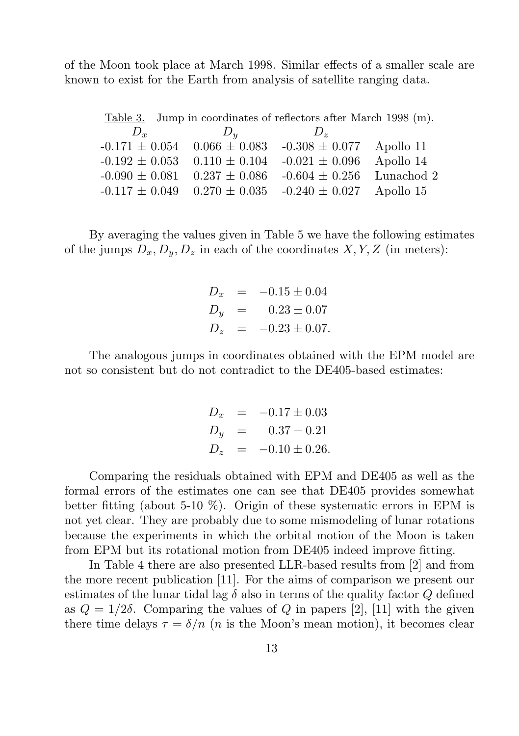of the Moon took place at March 1998. Similar effects of a smaller scale are known to exist for the Earth from analysis of satellite ranging data.

Table 3. Jump in coordinates of reflectors after March 1998 (m).

| $D_x$ | $D_y$ | $D_z$ | |
|---|---|---|---|
| -0.171 ± 0.054 | 0.066 ± 0.083 | -0.308 ± 0.077 | Apollo 11 |
| -0.192 ± 0.053 | 0.110 ± 0.104 | -0.021 ± 0.096 | Apollo 14 |
| -0.090 ± 0.081 | 0.237 ± 0.086 | -0.604 ± 0.256 | Lunachod 2 |
| -0.117 ± 0.049 | 0.270 ± 0.035 | -0.240 ± 0.027 | Apollo 15 |

By averaging the values given in Table 5 we have the following estimates of the jumps $D_x, D_y, D_z$ in each of the coordinates $X, Y, Z$ (in meters):

$$
\begin{aligned}
D_x &= -0.15 \pm 0.04 \\
D_y &= 0.23 \pm 0.07 \\
D_z &= -0.23 \pm 0.07.
\end{aligned}
$$

The analogous jumps in coordinates obtained with the EPM model are not so consistent but do not contradict to the DE405-based estimates:

$$
\begin{aligned}
D_x &= -0.17 \pm 0.03 \\
D_y &= 0.37 \pm 0.21 \\
D_z &= -0.10 \pm 0.26.
\end{aligned}
$$

Comparing the residuals obtained with EPM and DE405 as well as the formal errors of the estimates one can see that DE405 provides somewhat better fitting (about 5-10 %). Origin of these systematic errors in EPM is not yet clear. They are probably due to some mismodeling of lunar rotations because the experiments in which the orbital motion of the Moon is taken from EPM but its rotational motion from DE405 indeed improve fitting.

In Table 4 there are also presented LLR-based results from [2] and from the more recent publication [11]. For the aims of comparison we present our estimates of the lunar tidal lag $\delta$ also in terms of the quality factor $Q$ defined as $Q = 1/2\delta$. Comparing the values of $Q$ in papers [2], [11] with the given there time delays $\tau = \delta/n$ ($n$ is the Moon's mean motion), it becomes clear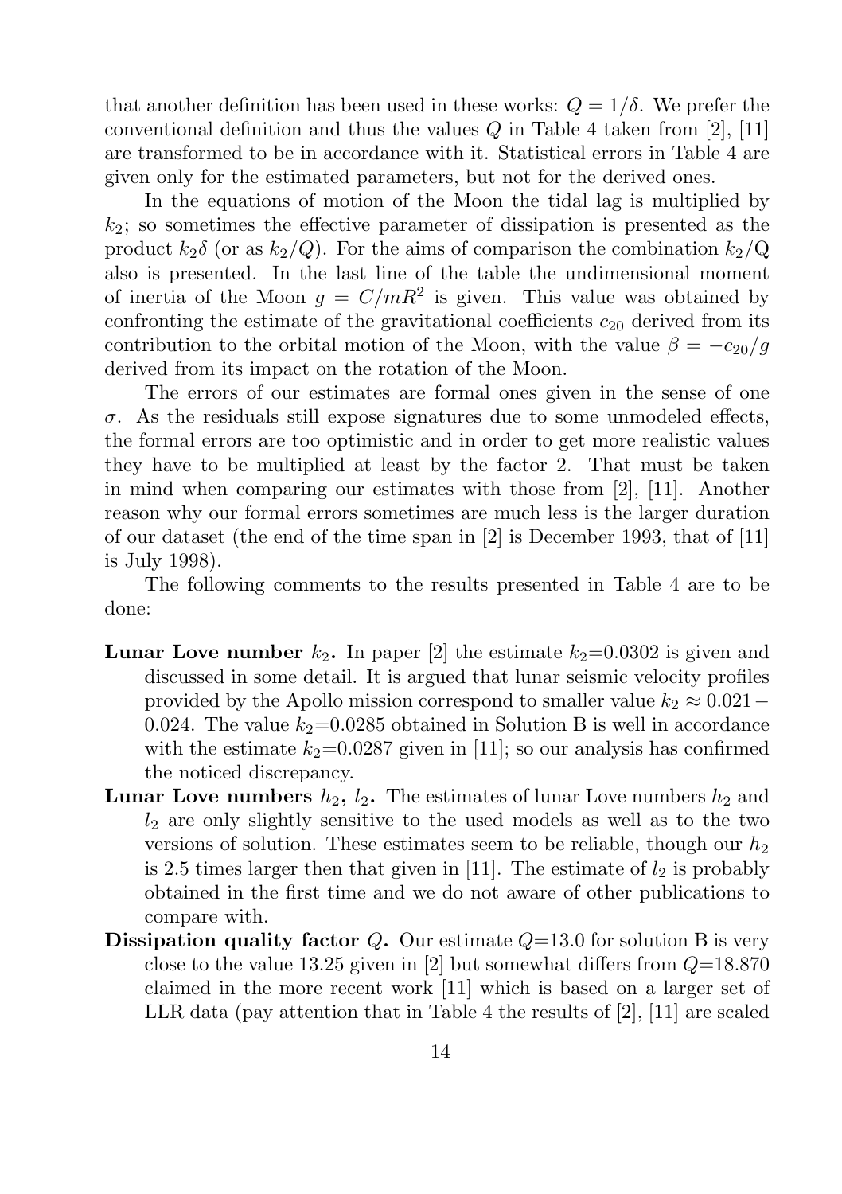that another definition has been used in these works: $Q = 1/\delta$. We prefer the conventional definition and thus the values $Q$ in Table 4 taken from [2], [11] are transformed to be in accordance with it. Statistical errors in Table 4 are given only for the estimated parameters, but not for the derived ones.

In the equations of motion of the Moon the tidal lag is multiplied by $k_2$; so sometimes the effective parameter of dissipation is presented as the product $k_2\delta$ (or as $k_2/Q$). For the aims of comparison the combination $k_2/\mathrm{Q}$ also is presented. In the last line of the table the undimensional moment of inertia of the Moon $g = C/mR^2$ is given. This value was obtained by confronting the estimate of the gravitational coefficients $c_{20}$ derived from its contribution to the orbital motion of the Moon, with the value $\beta = -c_{20}/g$ derived from its impact on the rotation of the Moon.

The errors of our estimates are formal ones given in the sense of one $\sigma$. As the residuals still expose signatures due to some unmodeled effects, the formal errors are too optimistic and in order to get more realistic values they have to be multiplied at least by the factor 2. That must be taken in mind when comparing our estimates with those from [2], [11]. Another reason why our formal errors sometimes are much less is the larger duration of our dataset (the end of the time span in [2] is December 1993, that of [11] is July 1998).

The following comments to the results presented in Table 4 are to be done:

- **Lunar Love number $k_2$.** In paper [2] the estimate $k_2$=0.0302 is given and discussed in some detail. It is argued that lunar seismic velocity profiles provided by the Apollo mission correspond to smaller value $k_2 \approx 0.021 - 0.024$. The value $k_2$=0.0285 obtained in Solution B is well in accordance with the estimate $k_2$=0.0287 given in [11]; so our analysis has confirmed the noticed discrepancy.
- **Lunar Love numbers $h_2$, $l_2$.** The estimates of lunar Love numbers $h_2$ and $l_2$ are only slightly sensitive to the used models as well as to the two versions of solution. These estimates seem to be reliable, though our $h_2$ is 2.5 times larger then that given in [11]. The estimate of $l_2$ is probably obtained in the first time and we do not aware of other publications to compare with.
- **Dissipation quality factor $Q$.** Our estimate $Q$=13.0 for solution B is very close to the value 13.25 given in [2] but somewhat differs from $Q$=18.870 claimed in the more recent work [11] which is based on a larger set of LLR data (pay attention that in Table 4 the results of [2], [11] are scaled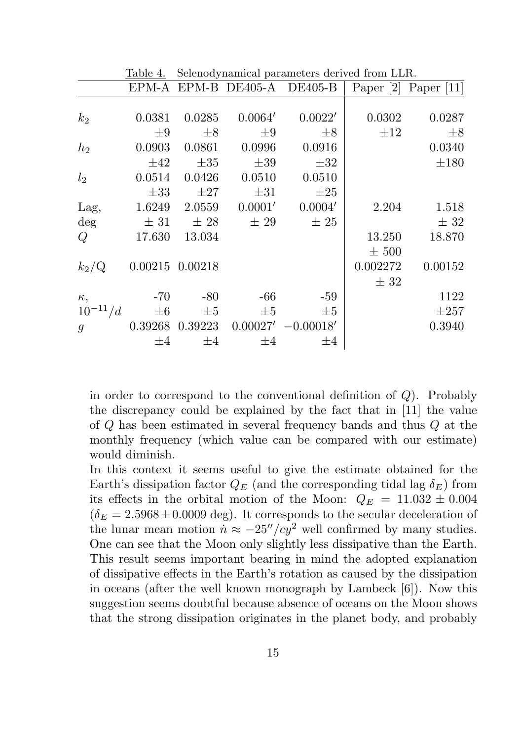Table 4. Selenodynamical parameters derived from LLR.

| | EPM-A | EPM-B | DE405-A | DE405-B | Paper [2] | Paper [11] |
|---|---|---|---|---|---|---|
| $k_2$ | 0.0381 | 0.0285 | $0.0064'$ | $0.0022'$ | 0.0302 | 0.0287 |
| | $\pm 9$ | $\pm 8$ | $\pm 9$ | $\pm 8$ | $\pm 12$ | $\pm 8$ |
| $h_2$ | 0.0903 | 0.0861 | 0.0996 | 0.0916 | | 0.0340 |
| | $\pm 42$ | $\pm 35$ | $\pm 39$ | $\pm 32$ | | $\pm 180$ |
| $l_2$ | 0.0514 | 0.0426 | 0.0510 | 0.0510 | | |
| | $\pm 33$ | $\pm 27$ | $\pm 31$ | $\pm 25$ | | |
| Lag, | 1.6249 | 2.0559 | $0.0001'$ | $0.0004'$ | 2.204 | 1.518 |
| deg | $\pm$ 31 | $\pm$ 28 | $\pm$ 29 | $\pm$ 25 | | $\pm$ 32 |
| $Q$ | 17.630 | 13.034 | | | 13.250 | 18.870 |
| | | | | | $\pm$ 500 | |
| $k_2$/Q | 0.00215 | 0.00218 | | | 0.002272 | 0.00152 |
| | | | | | $\pm$ 32 | |
| $\kappa$, | -70 | -80 | -66 | -59 | | 1122 |
| $10^{-11}/d$ | $\pm 6$ | $\pm 5$ | $\pm 5$ | $\pm 5$ | | $\pm 257$ |
| $g$ | 0.39268 | 0.39223 | $0.00027'$ | $-0.00018'$ | | 0.3940 |
| | $\pm 4$ | $\pm 4$ | $\pm 4$ | $\pm 4$ | | |

in order to correspond to the conventional definition of $Q$). Probably the discrepancy could be explained by the fact that in [11] the value of $Q$ has been estimated in several frequency bands and thus $Q$ at the monthly frequency (which value can be compared with our estimate) would diminish.

In this context it seems useful to give the estimate obtained for the Earth's dissipation factor $Q_E$ (and the corresponding tidal lag $\delta_E$) from its effects in the orbital motion of the Moon: $Q_E = 11.032 \pm 0.004$ ($\delta_E = 2.5968 \pm 0.0009$ deg). It corresponds to the secular deceleration of the lunar mean motion $\dot{n} \approx -25''/cy^2$ well confirmed by many studies. One can see that the Moon only slightly less dissipative than the Earth. This result seems important bearing in mind the adopted explanation of dissipative effects in the Earth's rotation as caused by the dissipation in oceans (after the well known monograph by Lambeck [6]). Now this suggestion seems doubtful because absence of oceans on the Moon shows that the strong dissipation originates in the planet body, and probably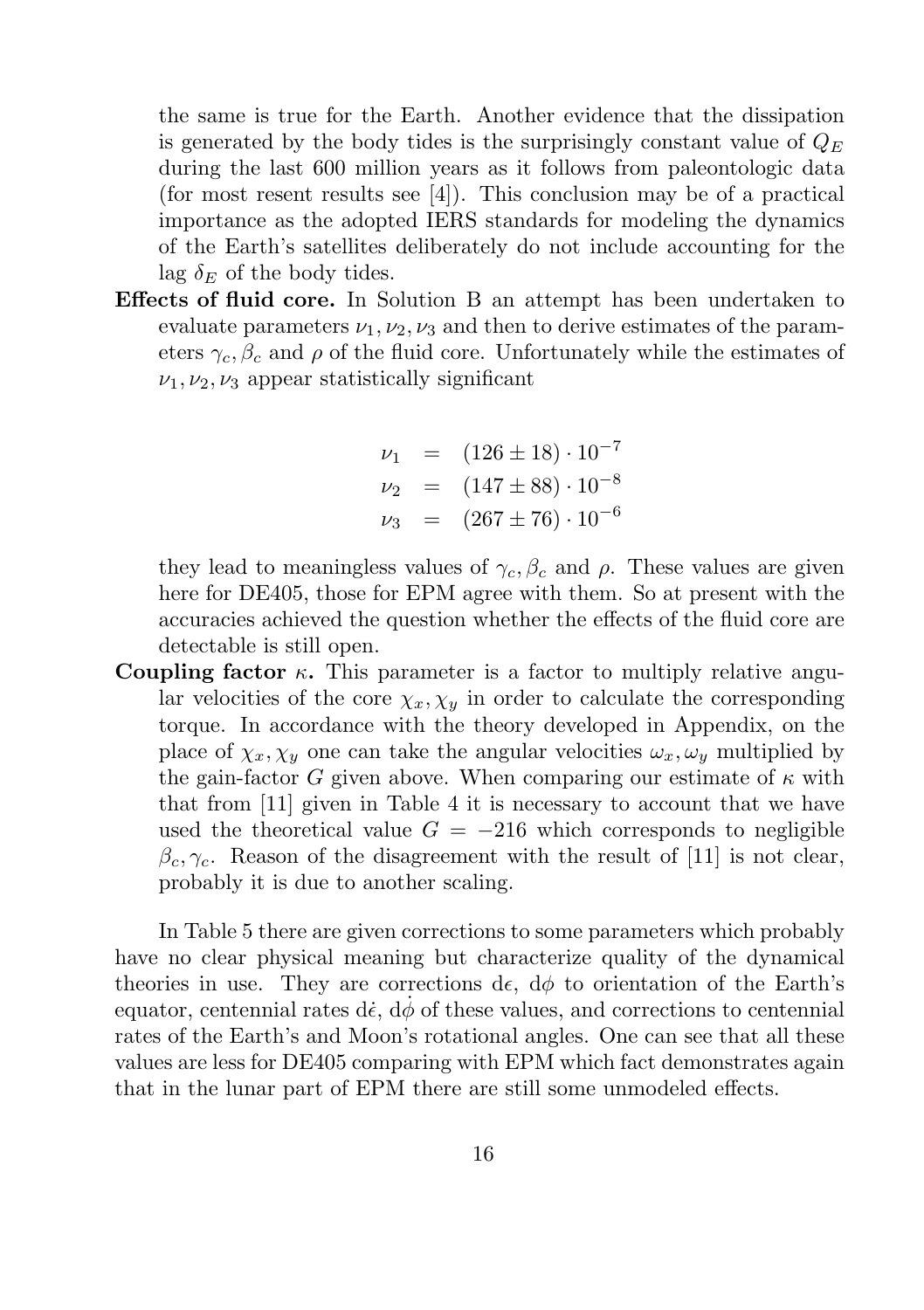the same is true for the Earth. Another evidence that the dissipation is generated by the body tides is the surprisingly constant value of $Q_E$ during the last 600 million years as it follows from paleontologic data (for most resent results see [4]). This conclusion may be of a practical importance as the adopted IERS standards for modeling the dynamics of the Earth's satellites deliberately do not include accounting for the lag $\delta_E$ of the body tides.

**Effects of fluid core.** In Solution B an attempt has been undertaken to evaluate parameters $\nu_1, \nu_2, \nu_3$ and then to derive estimates of the parameters $\gamma_c, \beta_c$ and $\rho$ of the fluid core. Unfortunately while the estimates of $\nu_1, \nu_2, \nu_3$ appear statistically significant

$$
\begin{aligned}
\nu_1 &= (126 \pm 18) \cdot 10^{-7} \\
\nu_2 &= (147 \pm 88) \cdot 10^{-8} \\
\nu_3 &= (267 \pm 76) \cdot 10^{-6}
\end{aligned}
$$

they lead to meaningless values of $\gamma_c, \beta_c$ and $\rho$. These values are given here for DE405, those for EPM agree with them. So at present with the accuracies achieved the question whether the effects of the fluid core are detectable is still open.

**Coupling factor $\kappa$.** This parameter is a factor to multiply relative angular velocities of the core $\chi_x, \chi_y$ in order to calculate the corresponding torque. In accordance with the theory developed in Appendix, on the place of $\chi_x, \chi_y$ one can take the angular velocities $\omega_x, \omega_y$ multiplied by the gain-factor $G$ given above. When comparing our estimate of $\kappa$ with that from [11] given in Table 4 it is necessary to account that we have used the theoretical value $G = -216$ which corresponds to negligible $\beta_c, \gamma_c$. Reason of the disagreement with the result of [11] is not clear, probably it is due to another scaling.

In Table 5 there are given corrections to some parameters which probably have no clear physical meaning but characterize quality of the dynamical theories in use. They are corrections $\mathrm{d}\epsilon$, $\mathrm{d}\phi$ to orientation of the Earth's equator, centennial rates $\mathrm{d}\dot{\epsilon}$, $\mathrm{d}\dot{\phi}$ of these values, and corrections to centennial rates of the Earth's and Moon's rotational angles. One can see that all these values are less for DE405 comparing with EPM which fact demonstrates again that in the lunar part of EPM there are still some unmodeled effects.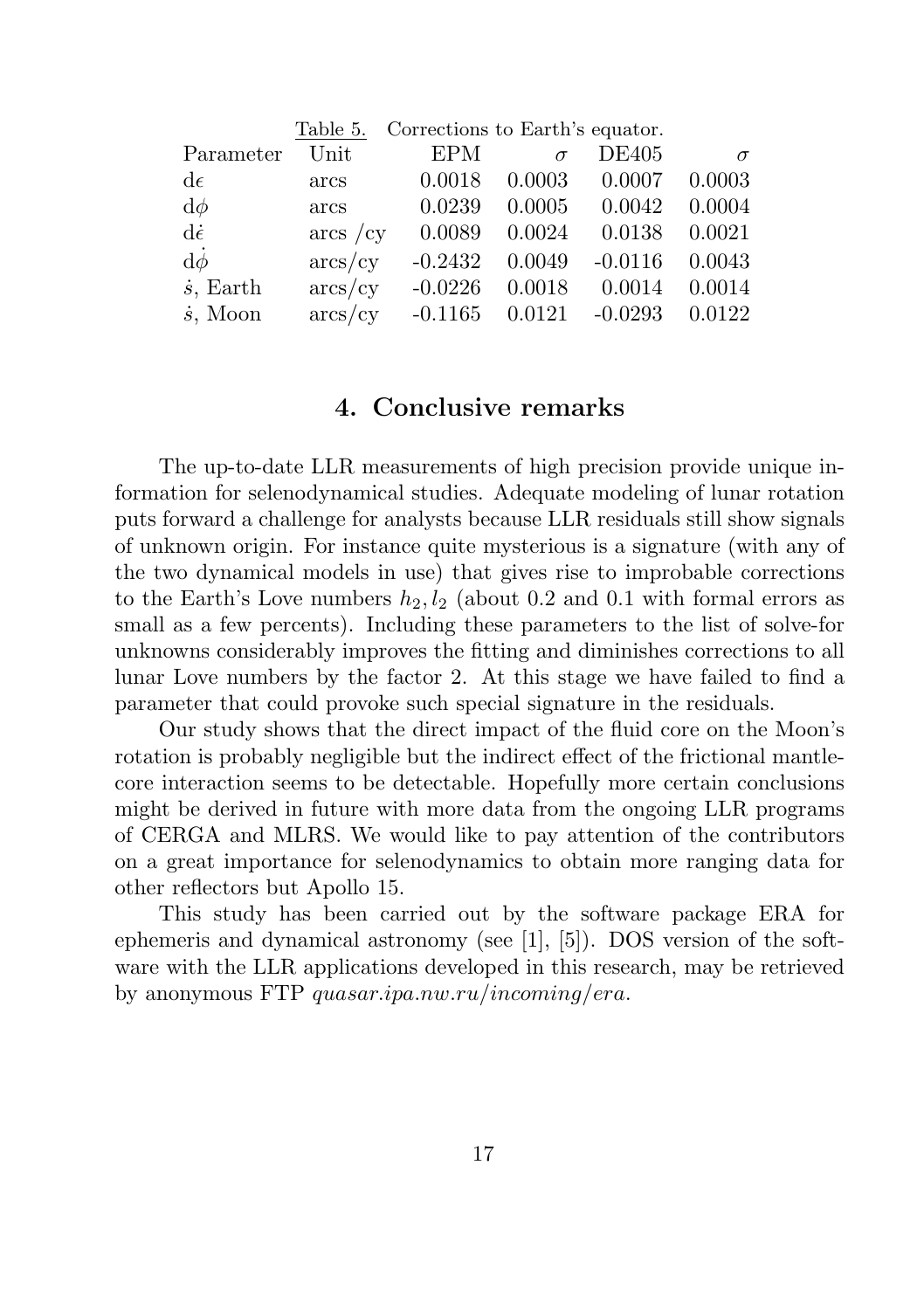Table 5. Corrections to Earth's equator.

| Parameter | Unit | EPM | $\sigma$ | DE405 | $\sigma$ |
|---|---|---|---|---|---|
| $d\epsilon$ | arcs | 0.0018 | 0.0003 | 0.0007 | 0.0003 |
| $d\phi$ | arcs | 0.0239 | 0.0005 | 0.0042 | 0.0004 |
| $d\dot{\epsilon}$ | arcs /cy | 0.0089 | 0.0024 | 0.0138 | 0.0021 |
| $d\dot{\phi}$ | arcs/cy | -0.2432 | 0.0049 | -0.0116 | 0.0043 |
| $\dot{s}$, Earth | arcs/cy | -0.0226 | 0.0018 | 0.0014 | 0.0014 |
| $\dot{s}$, Moon | arcs/cy | -0.1165 | 0.0121 | -0.0293 | 0.0122 |

## 4. Conclusive remarks

The up-to-date LLR measurements of high precision provide unique information for selenodynamical studies. Adequate modeling of lunar rotation puts forward a challenge for analysts because LLR residuals still show signals of unknown origin. For instance quite mysterious is a signature (with any of the two dynamical models in use) that gives rise to improbable corrections to the Earth's Love numbers $h_2, l_2$ (about 0.2 and 0.1 with formal errors as small as a few percents). Including these parameters to the list of solve-for unknowns considerably improves the fitting and diminishes corrections to all lunar Love numbers by the factor 2. At this stage we have failed to find a parameter that could provoke such special signature in the residuals.

Our study shows that the direct impact of the fluid core on the Moon's rotation is probably negligible but the indirect effect of the frictional mantle-core interaction seems to be detectable. Hopefully more certain conclusions might be derived in future with more data from the ongoing LLR programs of CERGA and MLRS. We would like to pay attention of the contributors on a great importance for selenodynamics to obtain more ranging data for other reflectors but Apollo 15.

This study has been carried out by the software package ERA for ephemeris and dynamical astronomy (see [1], [5]). DOS version of the software with the LLR applications developed in this research, may be retrieved by anonymous FTP *quasar.ipa.nw.ru/incoming/era*.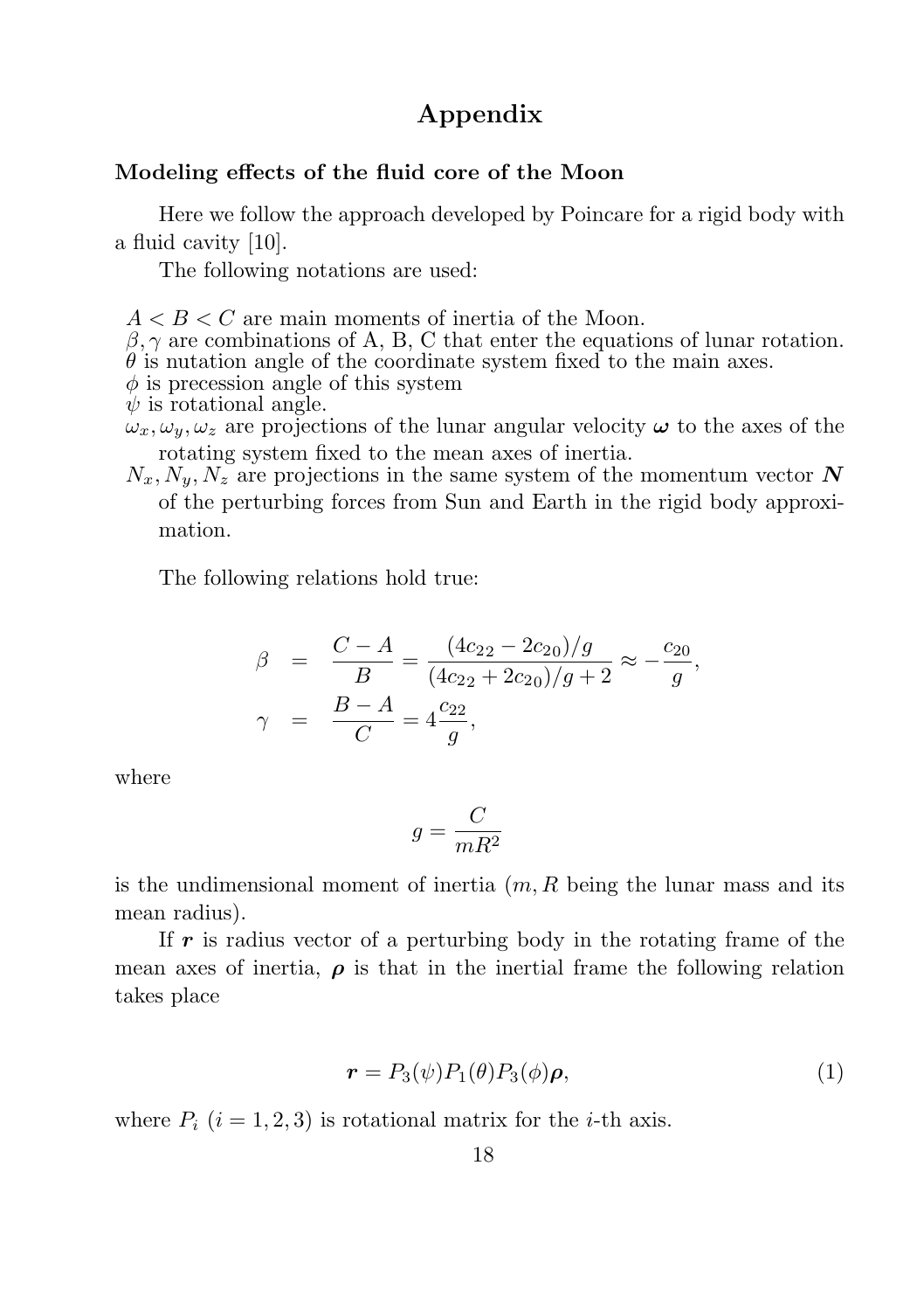# Appendix

### Modeling effects of the fluid core of the Moon

Here we follow the approach developed by Poincare for a rigid body with a fluid cavity [10].

The following notations are used:

$A < B < C$ are main moments of inertia of the Moon.
$\beta, \gamma$ are combinations of A, B, C that enter the equations of lunar rotation.
$\theta$ is nutation angle of the coordinate system fixed to the main axes.
$\phi$ is precession angle of this system
$\psi$ is rotational angle.
$\omega_x, \omega_y, \omega_z$ are projections of the lunar angular velocity $\boldsymbol{\omega}$ to the axes of the rotating system fixed to the mean axes of inertia.
$N_x, N_y, N_z$ are projections in the same system of the momentum vector $\boldsymbol{N}$ of the perturbing forces from Sun and Earth in the rigid body approximation.

The following relations hold true:

$$
\begin{aligned}
\beta &= \frac{C-A}{B} = \frac{(4c_{22} - 2c_{20})/g}{(4c_{22} + 2c_{20})/g + 2} \approx -\frac{c_{20}}{g}, \\
\gamma &= \frac{B-A}{C} = 4\frac{c_{22}}{g},
\end{aligned}
$$

where

$$
g = \frac{C}{mR^2}
$$

is the undimensional moment of inertia ($m, R$ being the lunar mass and its mean radius).

If $\boldsymbol{r}$ is radius vector of a perturbing body in the rotating frame of the mean axes of inertia, $\boldsymbol{\rho}$ is that in the inertial frame the following relation takes place

$$
\boldsymbol{r} = P_3(\psi)P_1(\theta)P_3(\phi)\boldsymbol{\rho}, \tag{1}
$$

where $P_i$ ($i = 1, 2, 3$) is rotational matrix for the $i$-th axis.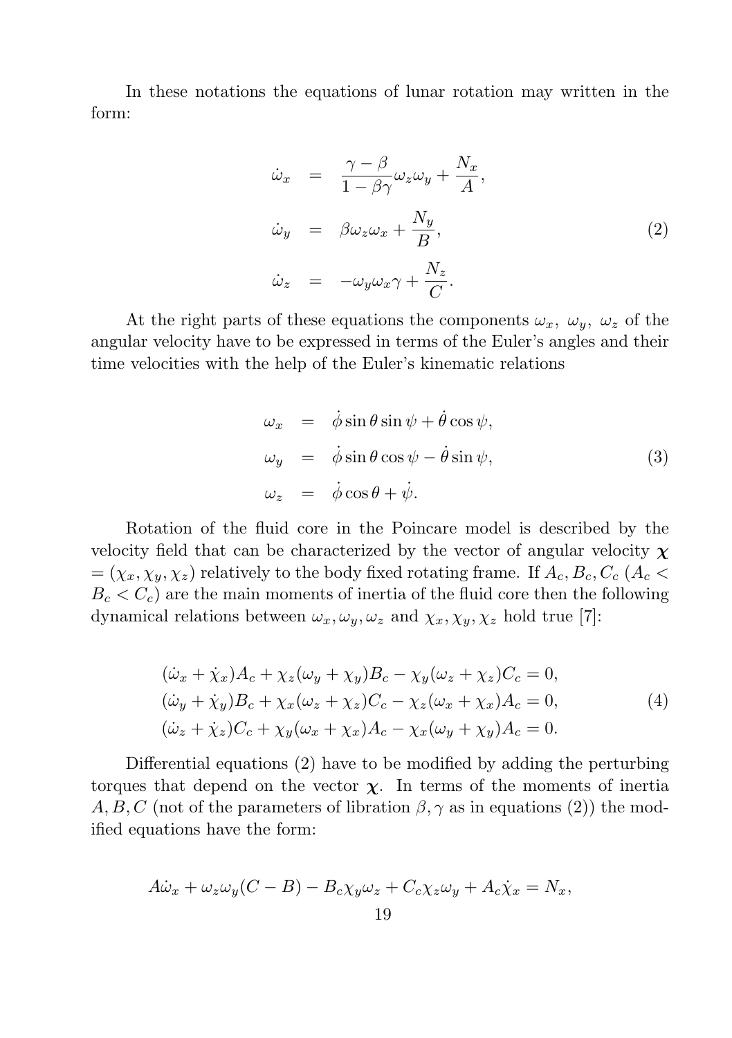In these notations the equations of lunar rotation may written in the form:

$$
\begin{aligned}
\dot{\omega}_x &= \frac{\gamma - \beta}{1 - \beta\gamma}\omega_z\omega_y + \frac{N_x}{A}, \\
\dot{\omega}_y &= \beta\omega_z\omega_x + \frac{N_y}{B}, \\
\dot{\omega}_z &= -\omega_y\omega_x\gamma + \frac{N_z}{C}.
\end{aligned}
\tag{2}
$$

At the right parts of these equations the components $\omega_x,\ \omega_y,\ \omega_z$ of the angular velocity have to be expressed in terms of the Euler's angles and their time velocities with the help of the Euler's kinematic relations

$$
\begin{aligned}
\omega_x &= \dot{\phi}\sin\theta\sin\psi + \dot{\theta}\cos\psi, \\
\omega_y &= \dot{\phi}\sin\theta\cos\psi - \dot{\theta}\sin\psi, \\
\omega_z &= \dot{\phi}\cos\theta + \dot{\psi}.
\end{aligned}
\tag{3}
$$

Rotation of the fluid core in the Poincare model is described by the velocity field that can be characterized by the vector of angular velocity $\boldsymbol{\chi} = (\chi_x, \chi_y, \chi_z)$ relatively to the body fixed rotating frame. If $A_c, B_c, C_c$ ($A_c < B_c < C_c$) are the main moments of inertia of the fluid core then the following dynamical relations between $\omega_x, \omega_y, \omega_z$ and $\chi_x, \chi_y, \chi_z$ hold true [7]:

$$
\begin{aligned}
&(\dot{\omega}_x + \dot{\chi}_x)A_c + \chi_z(\omega_y + \chi_y)B_c - \chi_y(\omega_z + \chi_z)C_c = 0, \\
&(\dot{\omega}_y + \dot{\chi}_y)B_c + \chi_x(\omega_z + \chi_z)C_c - \chi_z(\omega_x + \chi_x)A_c = 0, \\
&(\dot{\omega}_z + \dot{\chi}_z)C_c + \chi_y(\omega_x + \chi_x)A_c - \chi_x(\omega_y + \chi_y)A_c = 0.
\end{aligned}
\tag{4}
$$

Differential equations (2) have to be modified by adding the perturbing torques that depend on the vector $\boldsymbol{\chi}$. In terms of the moments of inertia $A, B, C$ (not of the parameters of libration $\beta, \gamma$ as in equations (2)) the modified equations have the form:

$$
A\dot{\omega}_x + \omega_z\omega_y(C - B) - B_c\chi_y\omega_z + C_c\chi_z\omega_y + A_c\dot{\chi}_x = N_x,
$$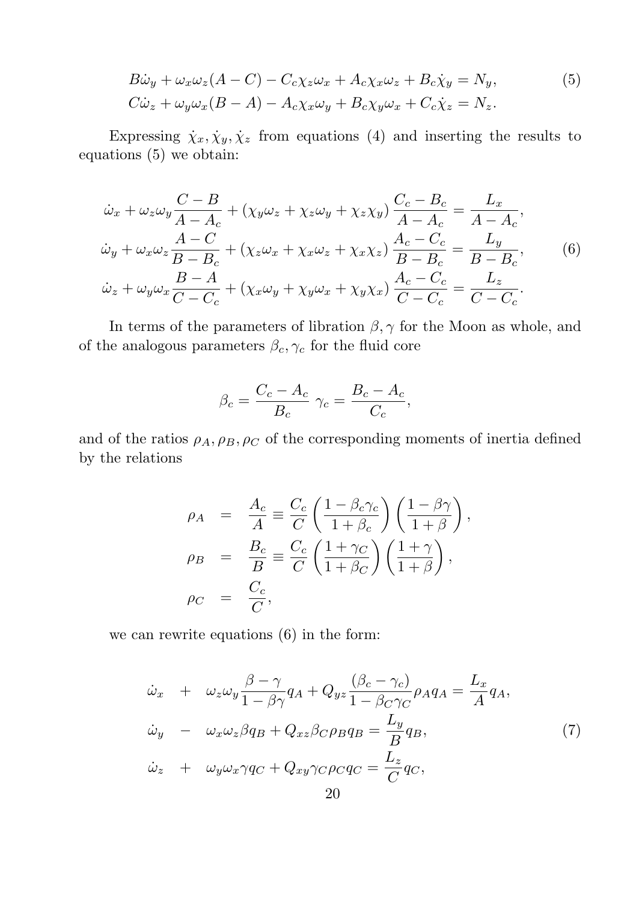$$
\begin{aligned}
&B\dot{\omega}_y + \omega_x\omega_z(A - C) - C_c\chi_z\omega_x + A_c\chi_x\omega_z + B_c\dot{\chi}_y = N_y, \\
&C\dot{\omega}_z + \omega_y\omega_x(B - A) - A_c\chi_x\omega_y + B_c\chi_y\omega_x + C_c\dot{\chi}_z = N_z.
\end{aligned} \tag{5}
$$

Expressing $\dot{\chi}_x, \dot{\chi}_y, \dot{\chi}_z$ from equations (4) and inserting the results to equations (5) we obtain:

$$
\begin{aligned}
&\dot{\omega}_x + \omega_z\omega_y\frac{C - B}{A - A_c} + (\chi_y\omega_z + \chi_z\omega_y + \chi_z\chi_y)\frac{C_c - B_c}{A - A_c} = \frac{L_x}{A - A_c}, \\
&\dot{\omega}_y + \omega_x\omega_z\frac{A - C}{B - B_c} + (\chi_z\omega_x + \chi_x\omega_z + \chi_x\chi_z)\frac{A_c - C_c}{B - B_c} = \frac{L_y}{B - B_c}, \\
&\dot{\omega}_z + \omega_y\omega_x\frac{B - A}{C - C_c} + (\chi_x\omega_y + \chi_y\omega_x + \chi_y\chi_x)\frac{A_c - C_c}{C - C_c} = \frac{L_z}{C - C_c}.
\end{aligned} \tag{6}
$$

In terms of the parameters of libration $\beta, \gamma$ for the Moon as whole, and of the analogous parameters $\beta_c, \gamma_c$ for the fluid core

$$
\beta_c = \frac{C_c - A_c}{B_c} \;\; \gamma_c = \frac{B_c - A_c}{C_c},
$$

and of the ratios $\rho_A, \rho_B, \rho_C$ of the corresponding moments of inertia defined by the relations

$$
\begin{aligned}
\rho_A &= \frac{A_c}{A} \equiv \frac{C_c}{C}\left(\frac{1 - \beta_c\gamma_c}{1 + \beta_c}\right)\left(\frac{1 - \beta\gamma}{1 + \beta}\right), \\
\rho_B &= \frac{B_c}{B} \equiv \frac{C_c}{C}\left(\frac{1 + \gamma_C}{1 + \beta_C}\right)\left(\frac{1 + \gamma}{1 + \beta}\right), \\
\rho_C &= \frac{C_c}{C},
\end{aligned}
$$

we can rewrite equations (6) in the form:

$$
\begin{aligned}
\dot{\omega}_x &+ \omega_z\omega_y\frac{\beta - \gamma}{1 - \beta\gamma}q_A + Q_{yz}\frac{(\beta_c - \gamma_c)}{1 - \beta_C\gamma_C}\rho_A q_A = \frac{L_x}{A}q_A, \\
\dot{\omega}_y &- \omega_x\omega_z\beta q_B + Q_{xz}\beta_C\rho_B q_B = \frac{L_y}{B}q_B, \\
\dot{\omega}_z &+ \omega_y\omega_x\gamma q_C + Q_{xy}\gamma_C\rho_C q_C = \frac{L_z}{C}q_C,
\end{aligned} \tag{7}
$$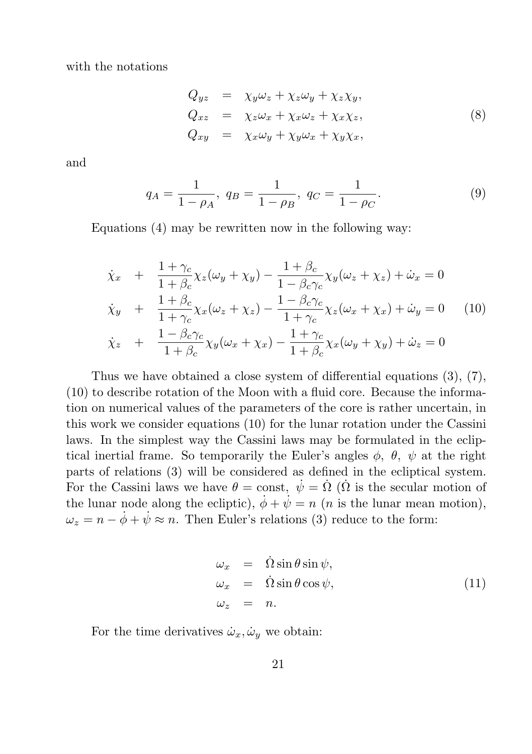with the notations

$$
\begin{aligned}
Q_{yz} &= \chi_y\omega_z + \chi_z\omega_y + \chi_z\chi_y, \\
Q_{xz} &= \chi_z\omega_x + \chi_x\omega_z + \chi_x\chi_z, \\
Q_{xy} &= \chi_x\omega_y + \chi_y\omega_x + \chi_y\chi_x,
\end{aligned} \tag{8}
$$

and

$$
q_A = \frac{1}{1-\rho_A},\ q_B = \frac{1}{1-\rho_B},\ q_C = \frac{1}{1-\rho_C}. \tag{9}
$$

Equations (4) may be rewritten now in the following way:

$$
\begin{aligned}
\dot{\chi}_x &+ \frac{1+\gamma_c}{1+\beta_c}\chi_z(\omega_y+\chi_y) - \frac{1+\beta_c}{1-\beta_c\gamma_c}\chi_y(\omega_z+\chi_z) + \dot{\omega}_x = 0 \\
\dot{\chi}_y &+ \frac{1+\beta_c}{1+\gamma_c}\chi_x(\omega_z+\chi_z) - \frac{1-\beta_c\gamma_c}{1+\gamma_c}\chi_z(\omega_x+\chi_x) + \dot{\omega}_y = 0 \\
\dot{\chi}_z &+ \frac{1-\beta_c\gamma_c}{1+\beta_c}\chi_y(\omega_x+\chi_x) - \frac{1+\gamma_c}{1+\beta_c}\chi_x(\omega_y+\chi_y) + \dot{\omega}_z = 0
\end{aligned} \tag{10}
$$

Thus we have obtained a close system of differential equations (3), (7), (10) to describe rotation of the Moon with a fluid core. Because the information on numerical values of the parameters of the core is rather uncertain, in this work we consider equations (10) for the lunar rotation under the Cassini laws. In the simplest way the Cassini laws may be formulated in the ecliptical inertial frame. So temporarily the Euler's angles $\phi,\ \theta,\ \psi$ at the right parts of relations (3) will be considered as defined in the ecliptical system. For the Cassini laws we have $\theta = \text{const},\ \dot{\psi} = \dot{\Omega}$ ($\dot{\Omega}$ is the secular motion of the lunar node along the ecliptic), $\dot{\phi} + \dot{\psi} = n$ ($n$ is the lunar mean motion), $\omega_z = n - \dot{\phi} + \dot{\psi} \approx n$. Then Euler's relations (3) reduce to the form:

$$
\begin{aligned}
\omega_x &= \dot{\Omega}\sin\theta\sin\psi, \\
\omega_x &= \dot{\Omega}\sin\theta\cos\psi, \\
\omega_z &= n.
\end{aligned} \tag{11}
$$

For the time derivatives $\dot{\omega}_x, \dot{\omega}_y$ we obtain: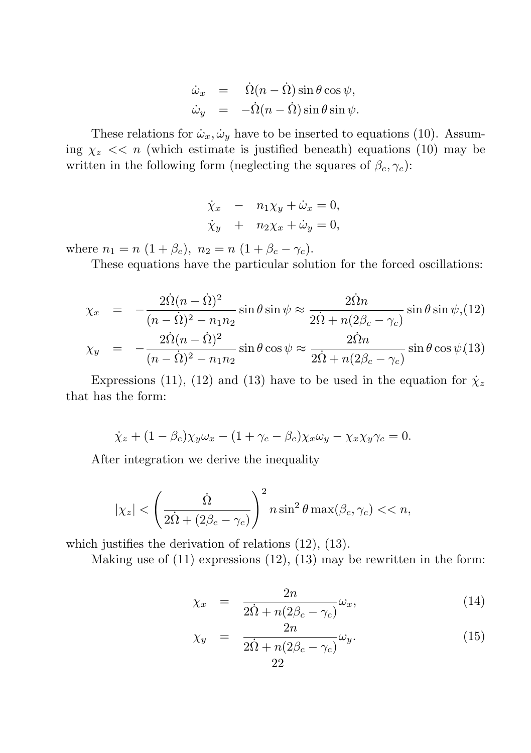$$
\begin{aligned}
\dot{\omega}_x &= \dot{\Omega}(n-\dot{\Omega})\sin\theta\cos\psi, \\
\dot{\omega}_y &= -\dot{\Omega}(n-\dot{\Omega})\sin\theta\sin\psi.
\end{aligned}
$$

These relations for $\dot{\omega}_x, \dot{\omega}_y$ have to be inserted to equations (10). Assuming $\chi_z << n$ (which estimate is justified beneath) equations (10) may be written in the following form (neglecting the squares of $\beta_c, \gamma_c$):

$$
\begin{aligned}
\dot{\chi}_x &- n_1\chi_y + \dot{\omega}_x = 0, \\
\dot{\chi}_y &+ n_2\chi_x + \dot{\omega}_y = 0,
\end{aligned}
$$

where $n_1 = n\ (1+\beta_c),\ n_2 = n\ (1+\beta_c-\gamma_c)$.

These equations have the particular solution for the forced oscillations:

$$
\chi_x = -\frac{2\dot{\Omega}(n-\dot{\Omega})^2}{(n-\dot{\Omega})^2 - n_1 n_2}\sin\theta\sin\psi \approx \frac{2\dot{\Omega}n}{2\dot{\Omega} + n(2\beta_c-\gamma_c)}\sin\theta\sin\psi, \quad (12)
$$

$$
\chi_y = -\frac{2\dot{\Omega}(n-\dot{\Omega})^2}{(n-\dot{\Omega})^2 - n_1 n_2}\sin\theta\cos\psi \approx \frac{2\dot{\Omega}n}{2\dot{\Omega} + n(2\beta_c-\gamma_c)}\sin\theta\cos\psi. \quad (13)
$$

Expressions (11), (12) and (13) have to be used in the equation for $\dot{\chi}_z$ that has the form:

$$
\dot{\chi}_z + (1-\beta_c)\chi_y\omega_x - (1+\gamma_c-\beta_c)\chi_x\omega_y - \chi_x\chi_y\gamma_c = 0.
$$

After integration we derive the inequality

$$
|\chi_z| < \left(\frac{\dot{\Omega}}{2\dot{\Omega} + (2\beta_c - \gamma_c)}\right)^2 n\sin^2\theta \max(\beta_c, \gamma_c) << n,
$$

which justifies the derivation of relations (12), (13).

Making use of (11) expressions (12), (13) may be rewritten in the form:

$$
\chi_x = \frac{2n}{2\dot{\Omega} + n(2\beta_c-\gamma_c)}\omega_x, \quad (14)
$$

$$
\chi_y = \frac{2n}{2\dot{\Omega} + n(2\beta_c-\gamma_c)}\omega_y. \quad (15)
$$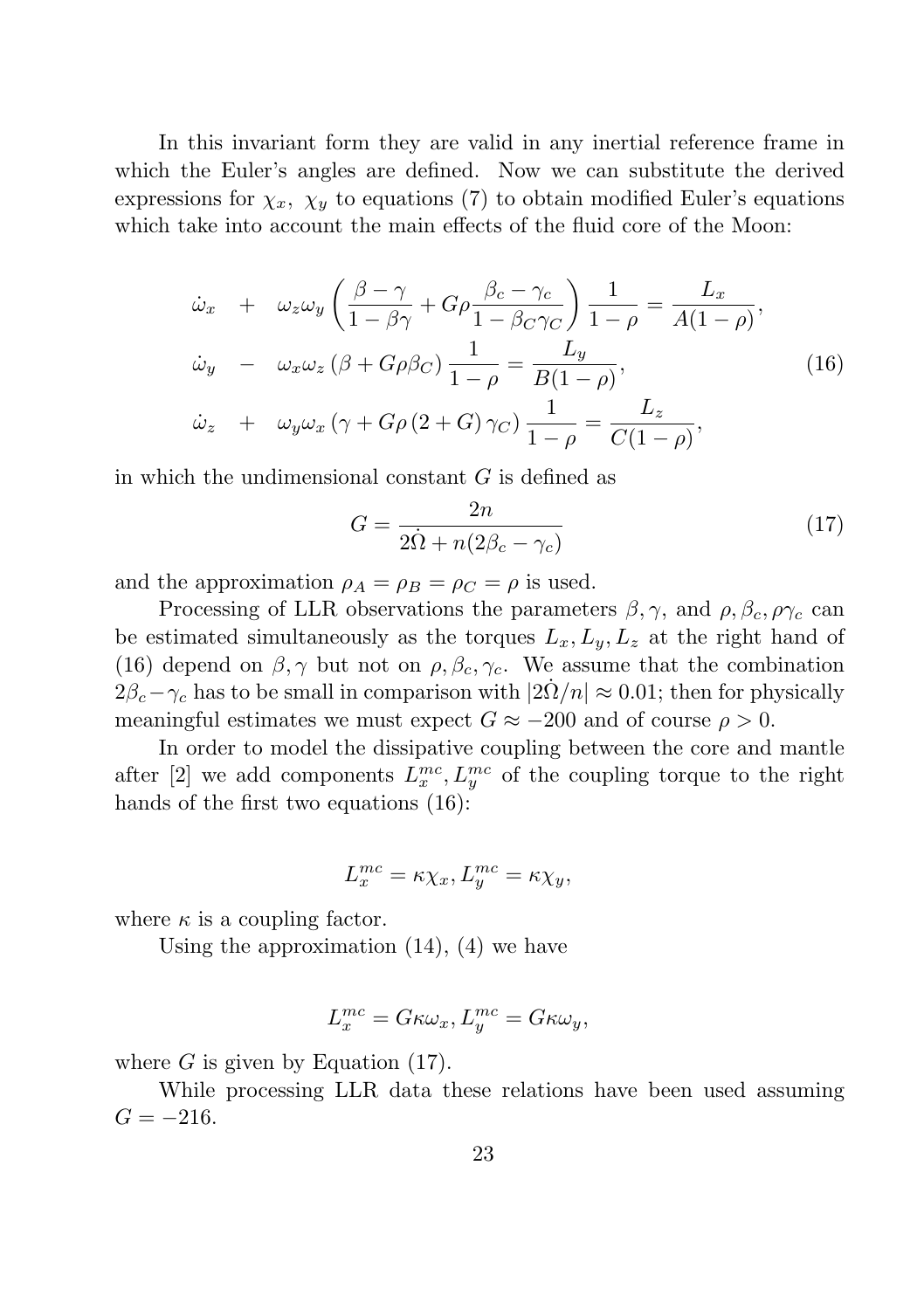In this invariant form they are valid in any inertial reference frame in which the Euler's angles are defined. Now we can substitute the derived expressions for $\chi_x,\ \chi_y$ to equations (7) to obtain modified Euler's equations which take into account the main effects of the fluid core of the Moon:

$$
\begin{aligned}
\dot{\omega}_x \quad &+ \quad \omega_z \omega_y \left( \frac{\beta - \gamma}{1 - \beta\gamma} + G\rho \frac{\beta_c - \gamma_c}{1 - \beta_C \gamma_C} \right) \frac{1}{1-\rho} = \frac{L_x}{A(1-\rho)}, \\
\dot{\omega}_y \quad &- \quad \omega_x \omega_z \left( \beta + G\rho\beta_C \right) \frac{1}{1-\rho} = \frac{L_y}{B(1-\rho)}, \\
\dot{\omega}_z \quad &+ \quad \omega_y \omega_x \left( \gamma + G\rho \left(2 + G\right) \gamma_C \right) \frac{1}{1-\rho} = \frac{L_z}{C(1-\rho)},
\end{aligned}
\tag{16}
$$

in which the undimensional constant $G$ is defined as

$$
G = \frac{2n}{2\dot{\Omega} + n(2\beta_c - \gamma_c)} \tag{17}
$$

and the approximation $\rho_A = \rho_B = \rho_C = \rho$ is used.

Processing of LLR observations the parameters $\beta, \gamma$, and $\rho, \beta_c, \rho\gamma_c$ can be estimated simultaneously as the torques $L_x, L_y, L_z$ at the right hand of (16) depend on $\beta, \gamma$ but not on $\rho, \beta_c, \gamma_c$. We assume that the combination $2\beta_c - \gamma_c$ has to be small in comparison with $|2\dot{\Omega}/n| \approx 0.01$; then for physically meaningful estimates we must expect $G \approx -200$ and of course $\rho > 0$.

In order to model the dissipative coupling between the core and mantle after [2] we add components $L_x^{mc}, L_y^{mc}$ of the coupling torque to the right hands of the first two equations (16):

$$
L_x^{mc} = \kappa\chi_x, L_y^{mc} = \kappa\chi_y,
$$

where $\kappa$ is a coupling factor.

Using the approximation (14), (4) we have

$$
L_x^{mc} = G\kappa\omega_x, L_y^{mc} = G\kappa\omega_y,
$$

where $G$ is given by Equation (17).

While processing LLR data these relations have been used assuming $G = -216$.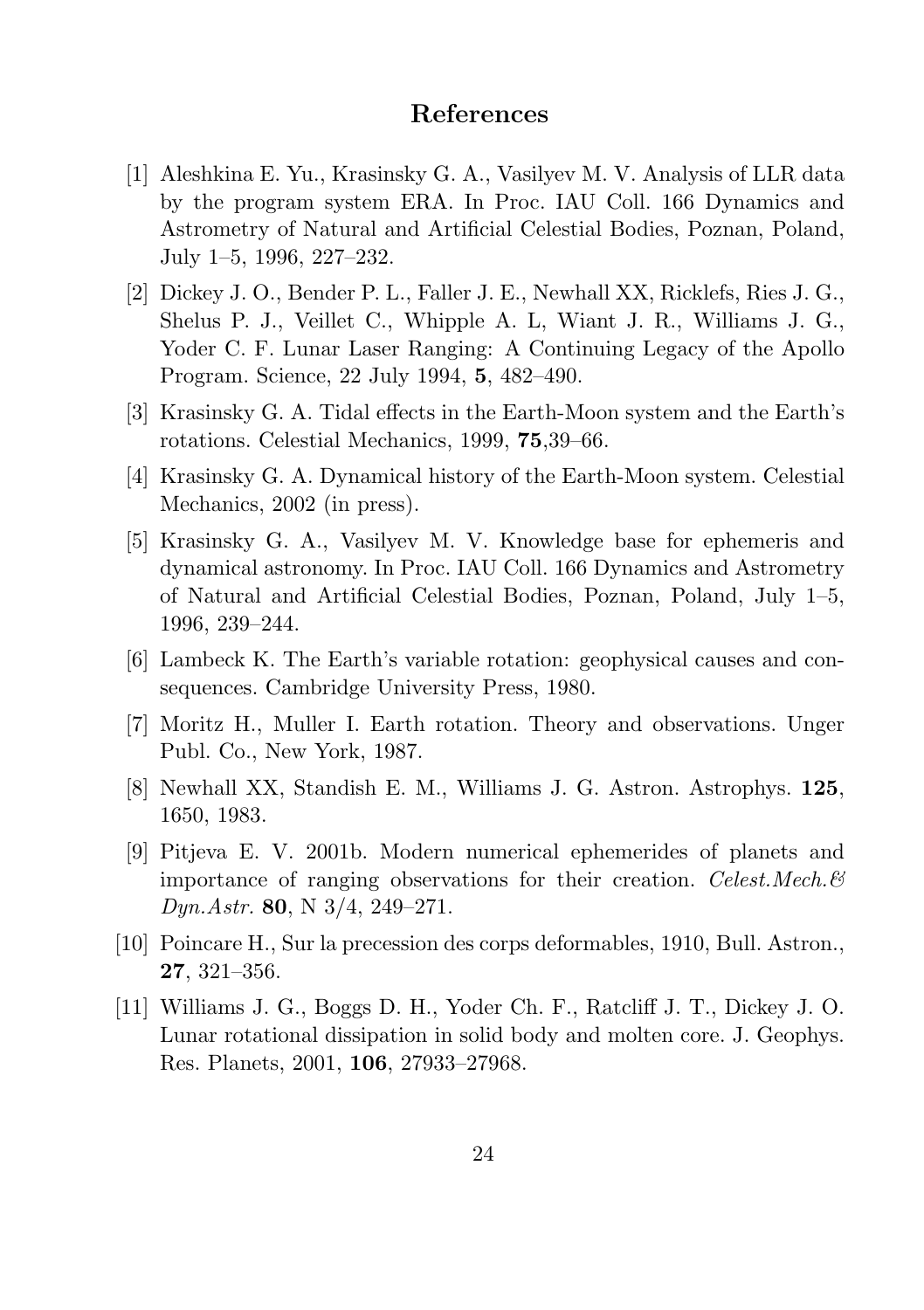## References

[1] Aleshkina E. Yu., Krasinsky G. A., Vasilyev M. V. Analysis of LLR data by the program system ERA. In Proc. IAU Coll. 166 Dynamics and Astrometry of Natural and Artificial Celestial Bodies, Poznan, Poland, July 1–5, 1996, 227–232.

[2] Dickey J. O., Bender P. L., Faller J. E., Newhall XX, Ricklefs, Ries J. G., Shelus P. J., Veillet C., Whipple A. L, Wiant J. R., Williams J. G., Yoder C. F. Lunar Laser Ranging: A Continuing Legacy of the Apollo Program. Science, 22 July 1994, **5**, 482–490.

[3] Krasinsky G. A. Tidal effects in the Earth-Moon system and the Earth's rotations. Celestial Mechanics, 1999, **75**,39–66.

[4] Krasinsky G. A. Dynamical history of the Earth-Moon system. Celestial Mechanics, 2002 (in press).

[5] Krasinsky G. A., Vasilyev M. V. Knowledge base for ephemeris and dynamical astronomy. In Proc. IAU Coll. 166 Dynamics and Astrometry of Natural and Artificial Celestial Bodies, Poznan, Poland, July 1–5, 1996, 239–244.

[6] Lambeck K. The Earth's variable rotation: geophysical causes and consequences. Cambridge University Press, 1980.

[7] Moritz H., Muller I. Earth rotation. Theory and observations. Unger Publ. Co., New York, 1987.

[8] Newhall XX, Standish E. M., Williams J. G. Astron. Astrophys. **125**, 1650, 1983.

[9] Pitjeva E. V. 2001b. Modern numerical ephemerides of planets and importance of ranging observations for their creation. *Celest.Mech.& Dyn.Astr.* **80**, N 3/4, 249–271.

[10] Poincare H., Sur la precession des corps deformables, 1910, Bull. Astron., **27**, 321–356.

[11] Williams J. G., Boggs D. H., Yoder Ch. F., Ratcliff J. T., Dickey J. O. Lunar rotational dissipation in solid body and molten core. J. Geophys. Res. Planets, 2001, **106**, 27933–27968.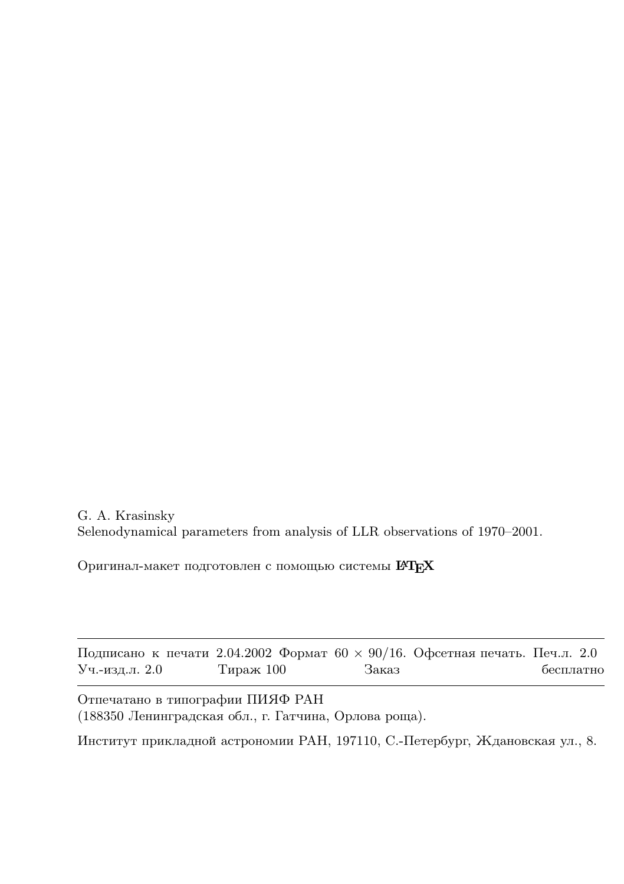G. A. Krasinsky
Selenodynamical parameters from analysis of LLR observations of 1970–2001.

Оригинал-макет подготовлен с помощью системы LaTeX

---

| | | | |
|---|---|---|---|
| Подписано к печати 2.04.2002 | Формат 60 × 90/16. | Офсетная печать. | Печ.л. 2.0 |
| Уч.-изд.л. 2.0 | Тираж 100 | Заказ | бесплатно |

---

Отпечатано в типографии ПИЯФ РАН
(188350 Ленинградская обл., г. Гатчина, Орлова роща).

Институт прикладной астрономии РАН, 197110, С.-Петербург, Ждановская ул., 8.